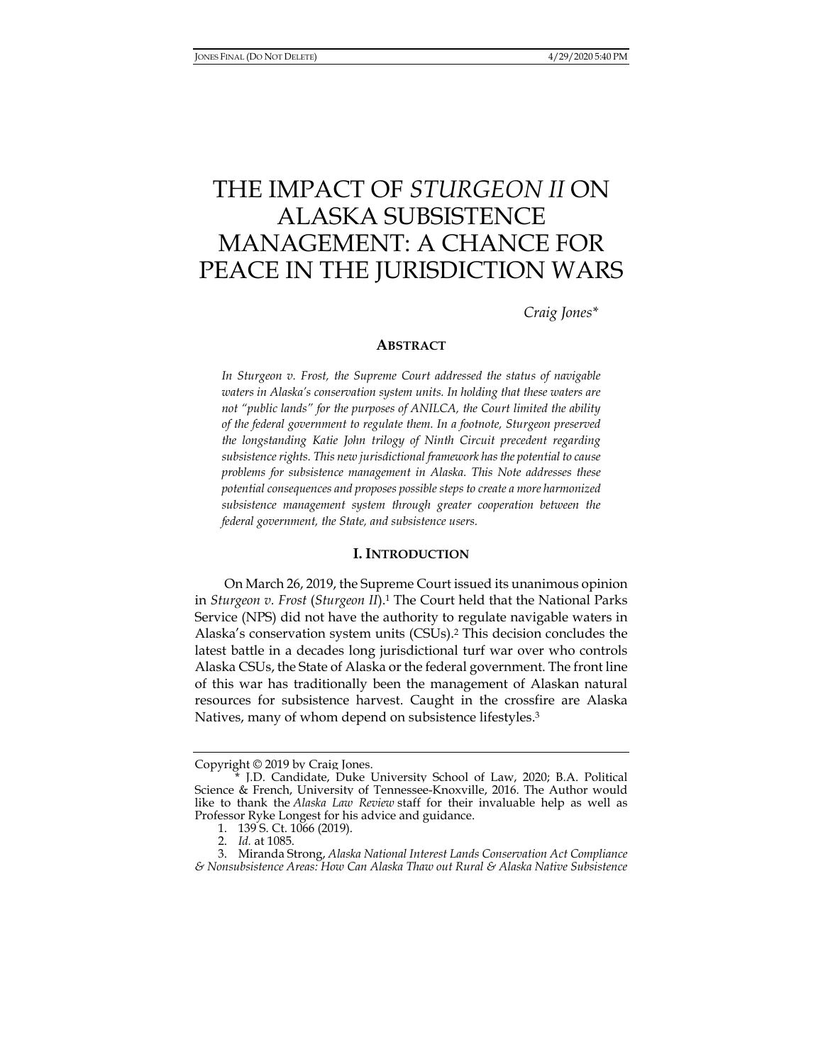# THE IMPACT OF *STURGEON II* ON ALASKA SUBSISTENCE MANAGEMENT: A CHANCE FOR PEACE IN THE JURISDICTION WARS

*Craig Jones\**

## ABSTRACT

*In Sturgeon v. Frost, the Supreme Court addressed the status of navigable waters in Alaska's conservation system units. In holding that these waters are not "public lands" for the purposes of ANILCA, the Court limited the ability of the federal government to regulate them. In a footnote, Sturgeon preserved the longstanding Katie John trilogy of Ninth Circuit precedent regarding subsistence rights. This new jurisdictional framework has the potential to cause problems for subsistence management in Alaska. This Note addresses these potential consequences and proposes possible steps to create a more harmonized subsistence management system through greater cooperation between the federal government, the State, and subsistence users.*

## I. INTRODUCTION

On March 26, 2019, the Supreme Court issued its unanimous opinion in *Sturgeon v. Frost* (*Sturgeon II*).[1] The Court held that the National Parks Service (NPS) did not have the authority to regulate navigable waters in Alaska's conservation system units (CSUs).[2] This decision concludes the latest battle in a decades long jurisdictional turf war over who controls Alaska CSUs, the State of Alaska or the federal government. The front line of this war has traditionally been the management of Alaskan natural resources for subsistence harvest. Caught in the crossfire are Alaska Natives, many of whom depend on subsistence lifestyles.[3]

---

Copyright © 2019 by Craig Jones.

\* J.D. Candidate, Duke University School of Law, 2020; B.A. Political Science & French, University of Tennessee-Knoxville, 2016. The Author would like to thank the *Alaska Law Review* staff for their invaluable help as well as Professor Ryke Longest for his advice and guidance.

1. 139 S. Ct. 1066 (2019).

2. *Id.* at 1085.

3. Miranda Strong, *Alaska National Interest Lands Conservation Act Compliance & Nonsubsistence Areas: How Can Alaska Thaw out Rural & Alaska Native Subsistence*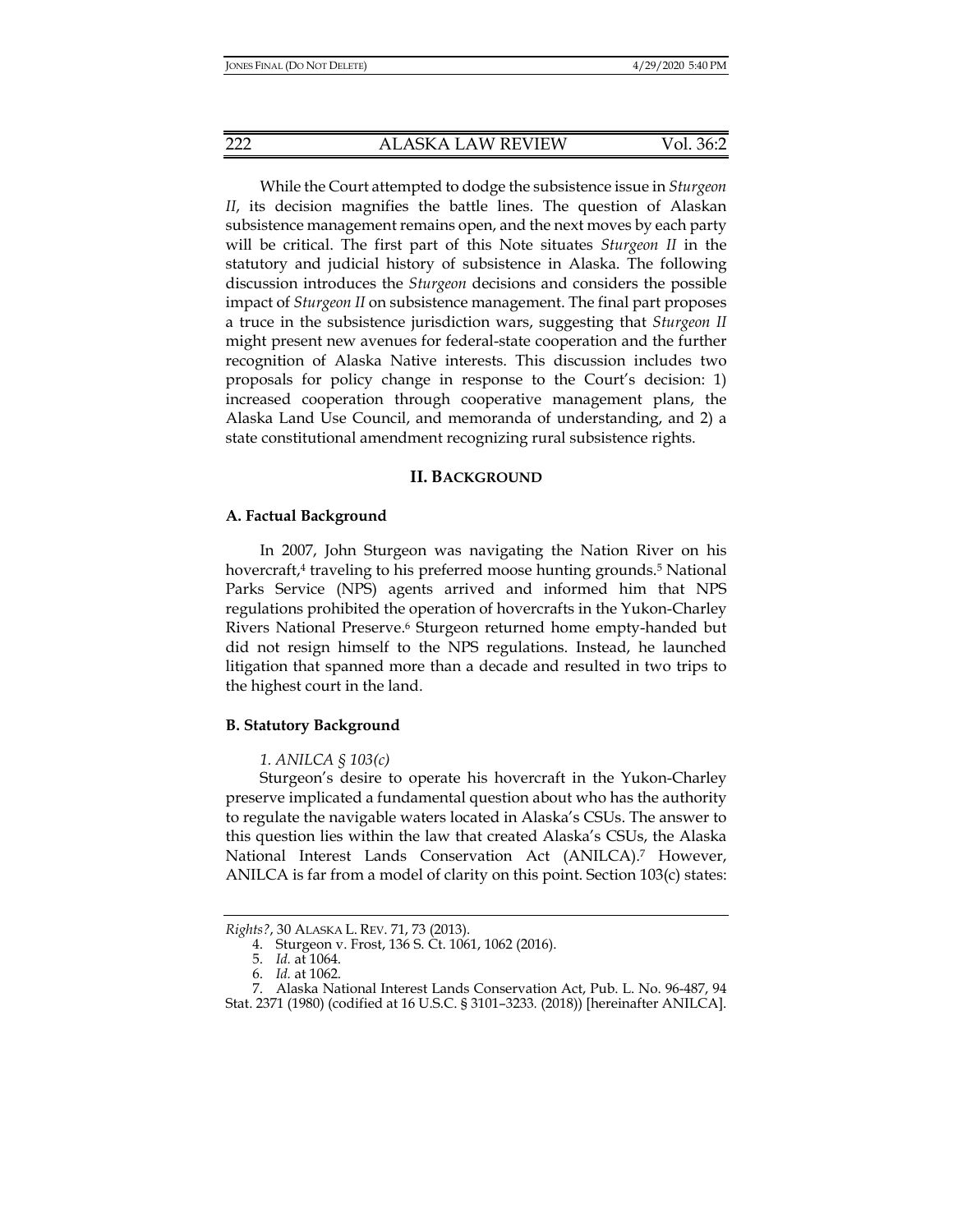While the Court attempted to dodge the subsistence issue in *Sturgeon II*, its decision magnifies the battle lines. The question of Alaskan subsistence management remains open, and the next moves by each party will be critical. The first part of this Note situates *Sturgeon II* in the statutory and judicial history of subsistence in Alaska. The following discussion introduces the *Sturgeon* decisions and considers the possible impact of *Sturgeon II* on subsistence management. The final part proposes a truce in the subsistence jurisdiction wars, suggesting that *Sturgeon II* might present new avenues for federal-state cooperation and the further recognition of Alaska Native interests. This discussion includes two proposals for policy change in response to the Court's decision: 1) increased cooperation through cooperative management plans, the Alaska Land Use Council, and memoranda of understanding, and 2) a state constitutional amendment recognizing rural subsistence rights.

## II. BACKGROUND

### A. Factual Background

In 2007, John Sturgeon was navigating the Nation River on his hovercraft,[4] traveling to his preferred moose hunting grounds.[5] National Parks Service (NPS) agents arrived and informed him that NPS regulations prohibited the operation of hovercrafts in the Yukon-Charley Rivers National Preserve.[6] Sturgeon returned home empty-handed but did not resign himself to the NPS regulations. Instead, he launched litigation that spanned more than a decade and resulted in two trips to the highest court in the land.

### B. Statutory Background

*1. ANILCA § 103(c)*

Sturgeon's desire to operate his hovercraft in the Yukon-Charley preserve implicated a fundamental question about who has the authority to regulate the navigable waters located in Alaska's CSUs. The answer to this question lies within the law that created Alaska's CSUs, the Alaska National Interest Lands Conservation Act (ANILCA).[7] However, ANILCA is far from a model of clarity on this point. Section 103(c) states:

---

*Rights?*, 30 ALASKA L. REV. 71, 73 (2013).

4. Sturgeon v. Frost, 136 S. Ct. 1061, 1062 (2016).

5. *Id.* at 1064.

6. *Id.* at 1062.

7. Alaska National Interest Lands Conservation Act, Pub. L. No. 96-487, 94 Stat. 2371 (1980) (codified at 16 U.S.C. § 3101–3233. (2018)) [hereinafter ANILCA].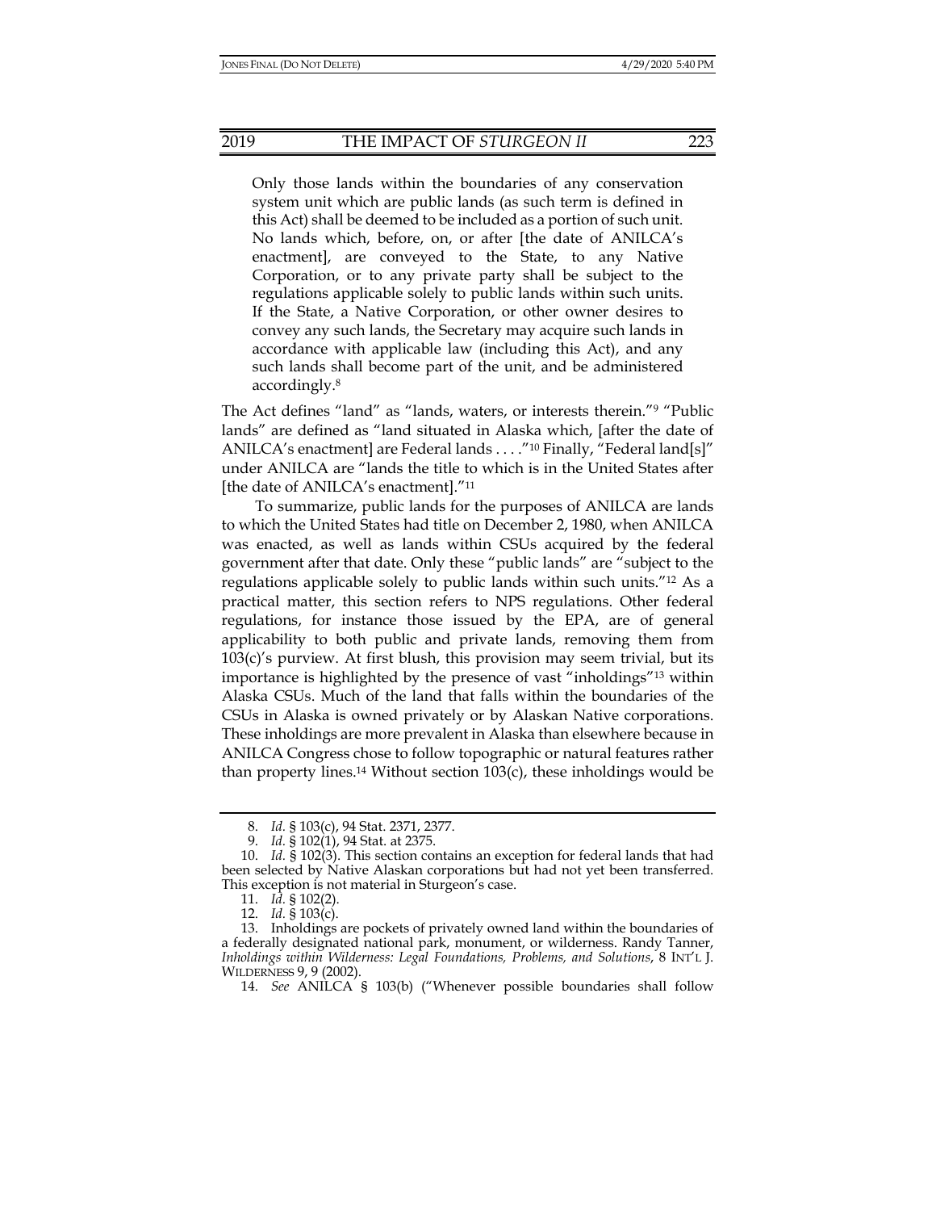> Only those lands within the boundaries of any conservation system unit which are public lands (as such term is defined in this Act) shall be deemed to be included as a portion of such unit. No lands which, before, on, or after [the date of ANILCA's enactment], are conveyed to the State, to any Native Corporation, or to any private party shall be subject to the regulations applicable solely to public lands within such units. If the State, a Native Corporation, or other owner desires to convey any such lands, the Secretary may acquire such lands in accordance with applicable law (including this Act), and any such lands shall become part of the unit, and be administered accordingly.[8]

The Act defines "land" as "lands, waters, or interests therein."[9] "Public lands" are defined as "land situated in Alaska which, [after the date of ANILCA's enactment] are Federal lands . . . ."[10] Finally, "Federal land[s]" under ANILCA are "lands the title to which is in the United States after [the date of ANILCA's enactment]."[11]

To summarize, public lands for the purposes of ANILCA are lands to which the United States had title on December 2, 1980, when ANILCA was enacted, as well as lands within CSUs acquired by the federal government after that date. Only these "public lands" are "subject to the regulations applicable solely to public lands within such units."[12] As a practical matter, this section refers to NPS regulations. Other federal regulations, for instance those issued by the EPA, are of general applicability to both public and private lands, removing them from 103(c)'s purview. At first blush, this provision may seem trivial, but its importance is highlighted by the presence of vast "inholdings"[13] within Alaska CSUs. Much of the land that falls within the boundaries of the CSUs in Alaska is owned privately or by Alaskan Native corporations. These inholdings are more prevalent in Alaska than elsewhere because in ANILCA Congress chose to follow topographic or natural features rather than property lines.[14] Without section 103(c), these inholdings would be

---

8. *Id.* § 103(c), 94 Stat. 2371, 2377.

9. *Id.* § 102(1), 94 Stat. at 2375.

10. *Id.* § 102(3). This section contains an exception for federal lands that had been selected by Native Alaskan corporations but had not yet been transferred. This exception is not material in Sturgeon's case.

11. *Id.* § 102(2).

12. *Id.* § 103(c).

13. Inholdings are pockets of privately owned land within the boundaries of a federally designated national park, monument, or wilderness. Randy Tanner, *Inholdings within Wilderness: Legal Foundations, Problems, and Solutions*, 8 INT'L J. WILDERNESS 9, 9 (2002).

14. *See* ANILCA § 103(b) ("Whenever possible boundaries shall follow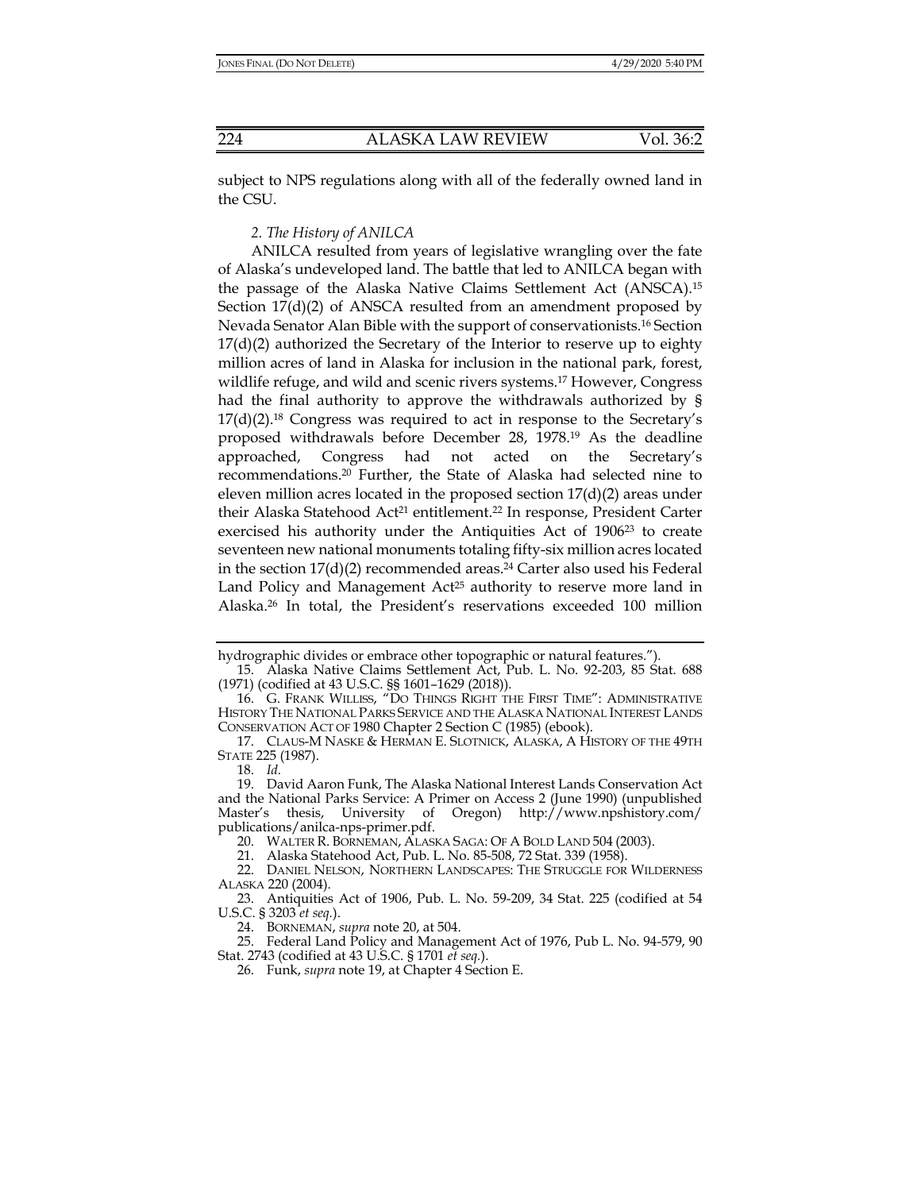subject to NPS regulations along with all of the federally owned land in the CSU.

### *2. The History of ANILCA*

ANILCA resulted from years of legislative wrangling over the fate of Alaska's undeveloped land. The battle that led to ANILCA began with the passage of the Alaska Native Claims Settlement Act (ANSCA).[15] Section 17(d)(2) of ANSCA resulted from an amendment proposed by Nevada Senator Alan Bible with the support of conservationists.[16] Section 17(d)(2) authorized the Secretary of the Interior to reserve up to eighty million acres of land in Alaska for inclusion in the national park, forest, wildlife refuge, and wild and scenic rivers systems.[17] However, Congress had the final authority to approve the withdrawals authorized by § 17(d)(2).[18] Congress was required to act in response to the Secretary's proposed withdrawals before December 28, 1978.[19] As the deadline approached, Congress had not acted on the Secretary's recommendations.[20] Further, the State of Alaska had selected nine to eleven million acres located in the proposed section 17(d)(2) areas under their Alaska Statehood Act[21] entitlement.[22] In response, President Carter exercised his authority under the Antiquities Act of 1906[23] to create seventeen new national monuments totaling fifty-six million acres located in the section 17(d)(2) recommended areas.[24] Carter also used his Federal Land Policy and Management Act[25] authority to reserve more land in Alaska.[26] In total, the President's reservations exceeded 100 million

---

hydrographic divides or embrace other topographic or natural features.").

15. Alaska Native Claims Settlement Act, Pub. L. No. 92-203, 85 Stat. 688 (1971) (codified at 43 U.S.C. §§ 1601–1629 (2018)).

16. G. FRANK WILLISS, "DO THINGS RIGHT THE FIRST TIME": ADMINISTRATIVE HISTORY THE NATIONAL PARKS SERVICE AND THE ALASKA NATIONAL INTEREST LANDS CONSERVATION ACT OF 1980 Chapter 2 Section C (1985) (ebook).

17. CLAUS-M NASKE & HERMAN E. SLOTNICK, ALASKA, A HISTORY OF THE 49TH STATE 225 (1987).

18. *Id.*

19. David Aaron Funk, The Alaska National Interest Lands Conservation Act and the National Parks Service: A Primer on Access 2 (June 1990) (unpublished Master's thesis, University of Oregon) http://www.npshistory.com/publications/anilca-nps-primer.pdf.

20. WALTER R. BORNEMAN, ALASKA SAGA: OF A BOLD LAND 504 (2003).

21. Alaska Statehood Act, Pub. L. No. 85-508, 72 Stat. 339 (1958).

22. DANIEL NELSON, NORTHERN LANDSCAPES: THE STRUGGLE FOR WILDERNESS ALASKA 220 (2004).

23. Antiquities Act of 1906, Pub. L. No. 59-209, 34 Stat. 225 (codified at 54 U.S.C. § 3203 *et seq.*).

24. BORNEMAN, *supra* note 20, at 504.

25. Federal Land Policy and Management Act of 1976, Pub L. No. 94-579, 90 Stat. 2743 (codified at 43 U.S.C. § 1701 *et seq.*).

26. Funk, *supra* note 19, at Chapter 4 Section E.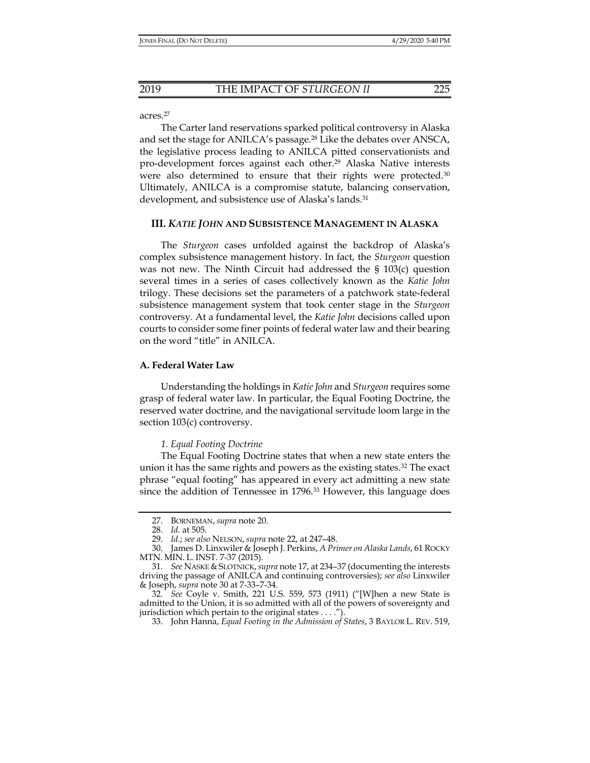acres.[27]

The Carter land reservations sparked political controversy in Alaska and set the stage for ANILCA's passage.[28] Like the debates over ANSCA, the legislative process leading to ANILCA pitted conservationists and pro-development forces against each other.[29] Alaska Native interests were also determined to ensure that their rights were protected.[30] Ultimately, ANILCA is a compromise statute, balancing conservation, development, and subsistence use of Alaska's lands.[31]

## III. *KATIE JOHN* AND SUBSISTENCE MANAGEMENT IN ALASKA

The *Sturgeon* cases unfolded against the backdrop of Alaska's complex subsistence management history. In fact, the *Sturgeon* question was not new. The Ninth Circuit had addressed the § 103(c) question several times in a series of cases collectively known as the *Katie John* trilogy. These decisions set the parameters of a patchwork state-federal subsistence management system that took center stage in the *Sturgeon* controversy. At a fundamental level, the *Katie John* decisions called upon courts to consider some finer points of federal water law and their bearing on the word "title" in ANILCA.

### A. Federal Water Law

Understanding the holdings in *Katie John* and *Sturgeon* requires some grasp of federal water law. In particular, the Equal Footing Doctrine, the reserved water doctrine, and the navigational servitude loom large in the section 103(c) controversy.

#### *1. Equal Footing Doctrine*

The Equal Footing Doctrine states that when a new state enters the union it has the same rights and powers as the existing states.[32] The exact phrase "equal footing" has appeared in every act admitting a new state since the addition of Tennessee in 1796.[33] However, this language does

---

27. BORNEMAN, *supra* note 20.

28. *Id.* at 505.

29. *Id.*; *see also* NELSON, *supra* note 22, at 247–48.

30. James D. Linxwiler & Joseph J. Perkins, *A Primer on Alaska Lands*, 61 ROCKY MTN. MIN. L. INST. 7-37 (2015).

31. *See* NASKE & SLOTNICK, *supra* note 17, at 234–37 (documenting the interests driving the passage of ANILCA and continuing controversies); *see also* Linxwiler & Joseph, *supra* note 30 at 7-33–7-34.

32. *See* Coyle v. Smith, 221 U.S. 559, 573 (1911) ("[W]hen a new State is admitted to the Union, it is so admitted with all of the powers of sovereignty and jurisdiction which pertain to the original states . . . .").

33. John Hanna, *Equal Footing in the Admission of States*, 3 BAYLOR L. REV. 519,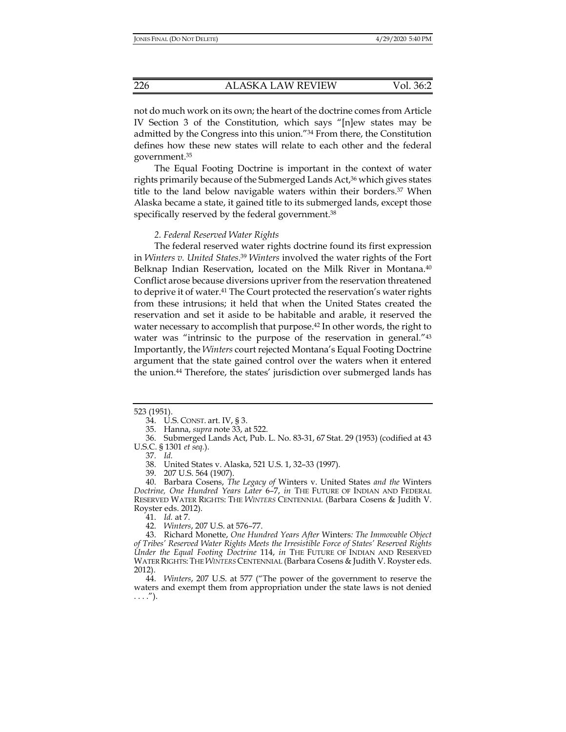not do much work on its own; the heart of the doctrine comes from Article IV Section 3 of the Constitution, which says "[n]ew states may be admitted by the Congress into this union."[34] From there, the Constitution defines how these new states will relate to each other and the federal government.[35]

The Equal Footing Doctrine is important in the context of water rights primarily because of the Submerged Lands Act,[36] which gives states title to the land below navigable waters within their borders.[37] When Alaska became a state, it gained title to its submerged lands, except those specifically reserved by the federal government.[38]

*2. Federal Reserved Water Rights*

The federal reserved water rights doctrine found its first expression in *Winters v. United States*.[39] *Winters* involved the water rights of the Fort Belknap Indian Reservation, located on the Milk River in Montana.[40] Conflict arose because diversions upriver from the reservation threatened to deprive it of water.[41] The Court protected the reservation's water rights from these intrusions; it held that when the United States created the reservation and set it aside to be habitable and arable, it reserved the water necessary to accomplish that purpose.[42] In other words, the right to water was "intrinsic to the purpose of the reservation in general."[43] Importantly, the *Winters* court rejected Montana's Equal Footing Doctrine argument that the state gained control over the waters when it entered the union.[44] Therefore, the states' jurisdiction over submerged lands has

---

523 (1951).

34. U.S. CONST. art. IV, § 3.

35. Hanna, *supra* note 33, at 522.

36. Submerged Lands Act, Pub. L. No. 83-31, 67 Stat. 29 (1953) (codified at 43 U.S.C. § 1301 *et seq.*).

37. *Id.*

38. United States v. Alaska, 521 U.S. 1, 32–33 (1997).

39. 207 U.S. 564 (1907).

40. Barbara Cosens, *The Legacy of* Winters v. United States *and the* Winters *Doctrine, One Hundred Years Later* 6–7, *in* THE FUTURE OF INDIAN AND FEDERAL RESERVED WATER RIGHTS: THE *WINTERS* CENTENNIAL (Barbara Cosens & Judith V. Royster eds. 2012).

41. *Id.* at 7.

42. *Winters*, 207 U.S. at 576–77.

43. Richard Monette, *One Hundred Years After* Winters*: The Immovable Object of Tribes' Reserved Water Rights Meets the Irresistible Force of States' Reserved Rights Under the Equal Footing Doctrine* 114, *in* THE FUTURE OF INDIAN AND RESERVED WATER RIGHTS: THE *WINTERS* CENTENNIAL (Barbara Cosens & Judith V. Royster eds. 2012).

44. *Winters*, 207 U.S. at 577 ("The power of the government to reserve the waters and exempt them from appropriation under the state laws is not denied . . . .").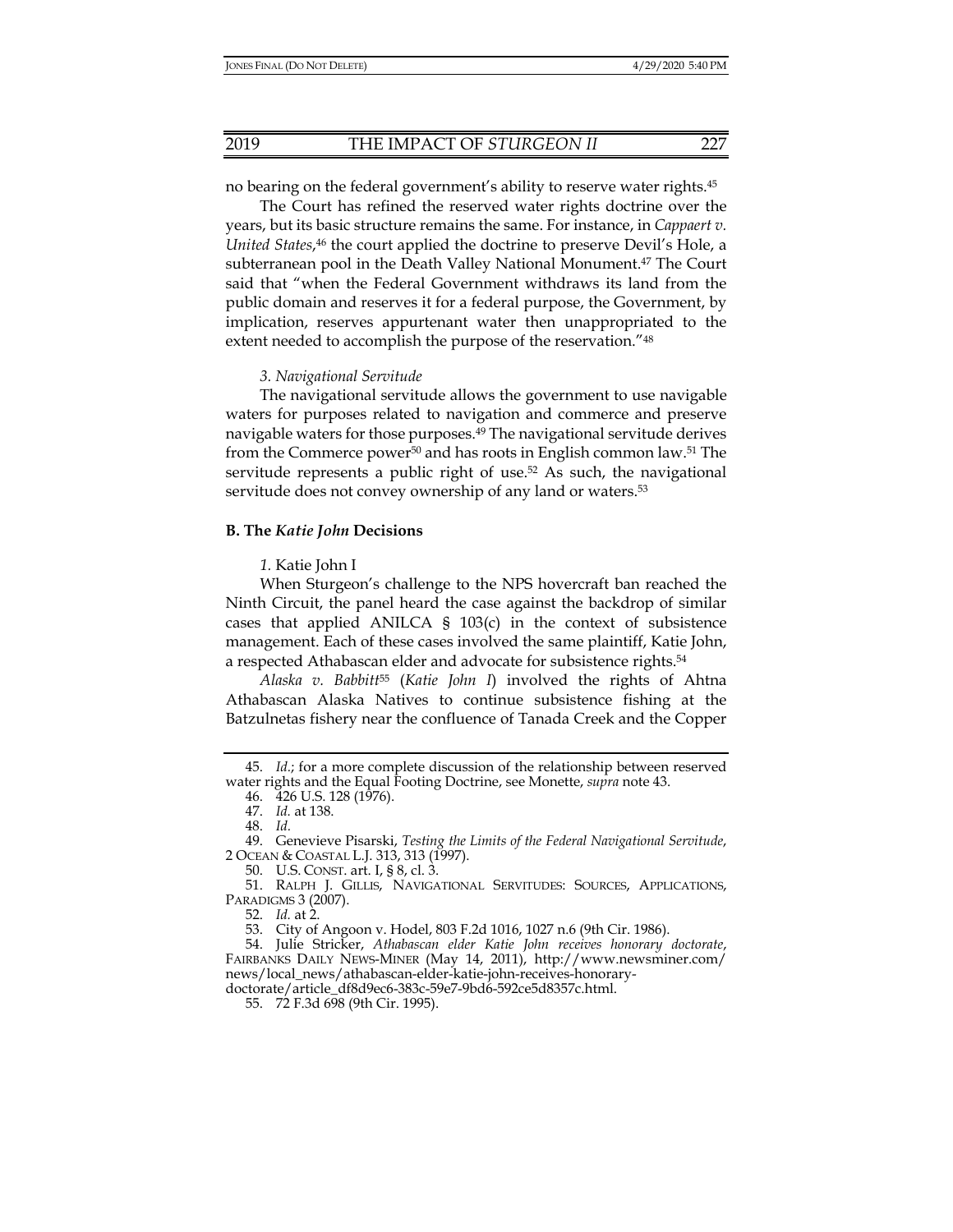no bearing on the federal government's ability to reserve water rights.[45]

The Court has refined the reserved water rights doctrine over the years, but its basic structure remains the same. For instance, in *Cappaert v. United States*,[46] the court applied the doctrine to preserve Devil's Hole, a subterranean pool in the Death Valley National Monument.[47] The Court said that "when the Federal Government withdraws its land from the public domain and reserves it for a federal purpose, the Government, by implication, reserves appurtenant water then unappropriated to the extent needed to accomplish the purpose of the reservation."[48]

#### *3. Navigational Servitude*

The navigational servitude allows the government to use navigable waters for purposes related to navigation and commerce and preserve navigable waters for those purposes.[49] The navigational servitude derives from the Commerce power[50] and has roots in English common law.[51] The servitude represents a public right of use.[52] As such, the navigational servitude does not convey ownership of any land or waters.[53]

### **B. The *Katie John* Decisions**

#### *1.* Katie John I

When Sturgeon's challenge to the NPS hovercraft ban reached the Ninth Circuit, the panel heard the case against the backdrop of similar cases that applied ANILCA § 103(c) in the context of subsistence management. Each of these cases involved the same plaintiff, Katie John, a respected Athabascan elder and advocate for subsistence rights.[54]

*Alaska v. Babbitt*[55] (*Katie John I*) involved the rights of Ahtna Athabascan Alaska Natives to continue subsistence fishing at the Batzulnetas fishery near the confluence of Tanada Creek and the Copper

---

45. *Id.*; for a more complete discussion of the relationship between reserved water rights and the Equal Footing Doctrine, see Monette, *supra* note 43.

46. 426 U.S. 128 (1976).

47. *Id.* at 138.

48. *Id.*

49. Genevieve Pisarski, *Testing the Limits of the Federal Navigational Servitude*, 2 OCEAN & COASTAL L.J. 313, 313 (1997).

50. U.S. CONST. art. I, § 8, cl. 3.

51. RALPH J. GILLIS, NAVIGATIONAL SERVITUDES: SOURCES, APPLICATIONS, PARADIGMS 3 (2007).

52. *Id.* at 2.

53. City of Angoon v. Hodel, 803 F.2d 1016, 1027 n.6 (9th Cir. 1986).

54. Julie Stricker, *Athabascan elder Katie John receives honorary doctorate*, FAIRBANKS DAILY NEWS-MINER (May 14, 2011), http://www.newsminer.com/news/local_news/athabascan-elder-katie-john-receives-honorary-doctorate/article_df8d9ec6-383c-59e7-9bd6-592ce5d8357c.html.

55. 72 F.3d 698 (9th Cir. 1995).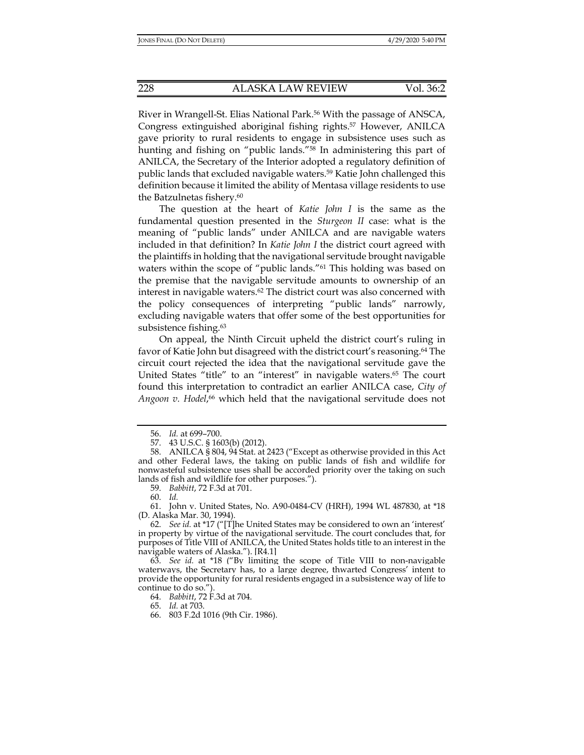River in Wrangell-St. Elias National Park.[56] With the passage of ANSCA, Congress extinguished aboriginal fishing rights.[57] However, ANILCA gave priority to rural residents to engage in subsistence uses such as hunting and fishing on "public lands."[58] In administering this part of ANILCA, the Secretary of the Interior adopted a regulatory definition of public lands that excluded navigable waters.[59] Katie John challenged this definition because it limited the ability of Mentasa village residents to use the Batzulnetas fishery.[60]

The question at the heart of *Katie John I* is the same as the fundamental question presented in the *Sturgeon II* case: what is the meaning of "public lands" under ANILCA and are navigable waters included in that definition? In *Katie John I* the district court agreed with the plaintiffs in holding that the navigational servitude brought navigable waters within the scope of "public lands."[61] This holding was based on the premise that the navigable servitude amounts to ownership of an interest in navigable waters.[62] The district court was also concerned with the policy consequences of interpreting "public lands" narrowly, excluding navigable waters that offer some of the best opportunities for subsistence fishing.[63]

On appeal, the Ninth Circuit upheld the district court's ruling in favor of Katie John but disagreed with the district court's reasoning.[64] The circuit court rejected the idea that the navigational servitude gave the United States "title" to an "interest" in navigable waters.[65] The court found this interpretation to contradict an earlier ANILCA case, *City of Angoon v. Hodel*,[66] which held that the navigational servitude does not

---

56. *Id.* at 699–700.

57. 43 U.S.C. § 1603(b) (2012).

58. ANILCA § 804, 94 Stat. at 2423 ("Except as otherwise provided in this Act and other Federal laws, the taking on public lands of fish and wildlife for nonwasteful subsistence uses shall be accorded priority over the taking on such lands of fish and wildlife for other purposes.").

59. *Babbitt*, 72 F.3d at 701.

60. *Id.*

61. John v. United States, No. A90-0484-CV (HRH), 1994 WL 487830, at *18 (D. Alaska Mar. 30, 1994).

62. *See id.* at *17 ("[T]he United States may be considered to own an 'interest' in property by virtue of the navigational servitude. The court concludes that, for purposes of Title VIII of ANILCA, the United States holds title to an interest in the navigable waters of Alaska."). [R4.1]

63. *See id.* at *18 ("By limiting the scope of Title VIII to non-navigable waterways, the Secretary has, to a large degree, thwarted Congress' intent to provide the opportunity for rural residents engaged in a subsistence way of life to continue to do so.").

64. *Babbitt*, 72 F.3d at 704.

65. *Id.* at 703.

66. 803 F.2d 1016 (9th Cir. 1986).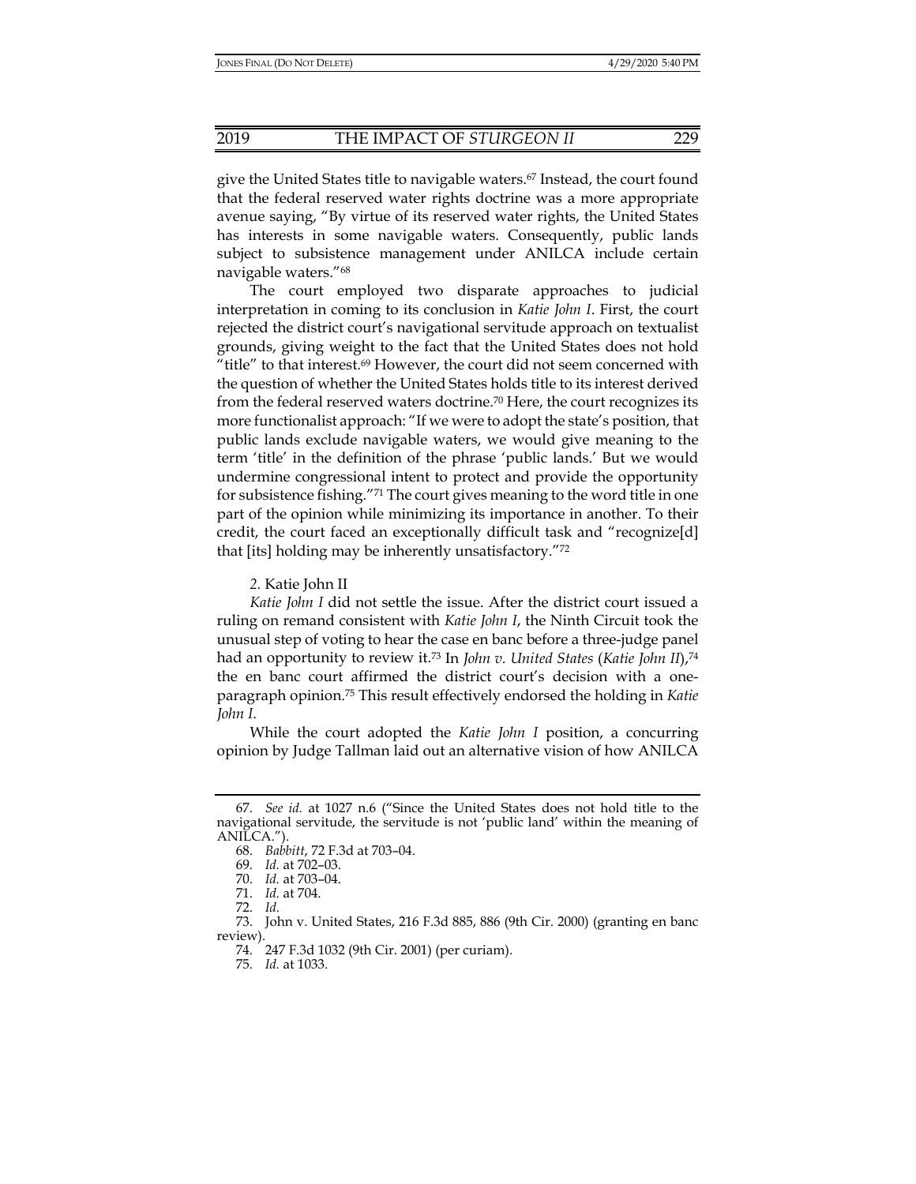give the United States title to navigable waters.[67] Instead, the court found that the federal reserved water rights doctrine was a more appropriate avenue saying, "By virtue of its reserved water rights, the United States has interests in some navigable waters. Consequently, public lands subject to subsistence management under ANILCA include certain navigable waters."[68]

The court employed two disparate approaches to judicial interpretation in coming to its conclusion in *Katie John I*. First, the court rejected the district court's navigational servitude approach on textualist grounds, giving weight to the fact that the United States does not hold "title" to that interest.[69] However, the court did not seem concerned with the question of whether the United States holds title to its interest derived from the federal reserved waters doctrine.[70] Here, the court recognizes its more functionalist approach: "If we were to adopt the state's position, that public lands exclude navigable waters, we would give meaning to the term 'title' in the definition of the phrase 'public lands.' But we would undermine congressional intent to protect and provide the opportunity for subsistence fishing."[71] The court gives meaning to the word title in one part of the opinion while minimizing its importance in another. To their credit, the court faced an exceptionally difficult task and "recognize[d] that [its] holding may be inherently unsatisfactory."[72]

*2.* Katie John II

*Katie John I* did not settle the issue. After the district court issued a ruling on remand consistent with *Katie John I*, the Ninth Circuit took the unusual step of voting to hear the case en banc before a three-judge panel had an opportunity to review it.[73] In *John v. United States* (*Katie John II*),[74] the en banc court affirmed the district court's decision with a one-paragraph opinion.[75] This result effectively endorsed the holding in *Katie John I*.

While the court adopted the *Katie John I* position, a concurring opinion by Judge Tallman laid out an alternative vision of how ANILCA

---

67. *See id.* at 1027 n.6 ("Since the United States does not hold title to the navigational servitude, the servitude is not 'public land' within the meaning of ANILCA.").

68. *Babbitt*, 72 F.3d at 703–04.

69. *Id.* at 702–03.

70. *Id.* at 703–04.

71. *Id.* at 704.

72. *Id.*

73. John v. United States, 216 F.3d 885, 886 (9th Cir. 2000) (granting en banc review).

74. 247 F.3d 1032 (9th Cir. 2001) (per curiam).

75. *Id.* at 1033.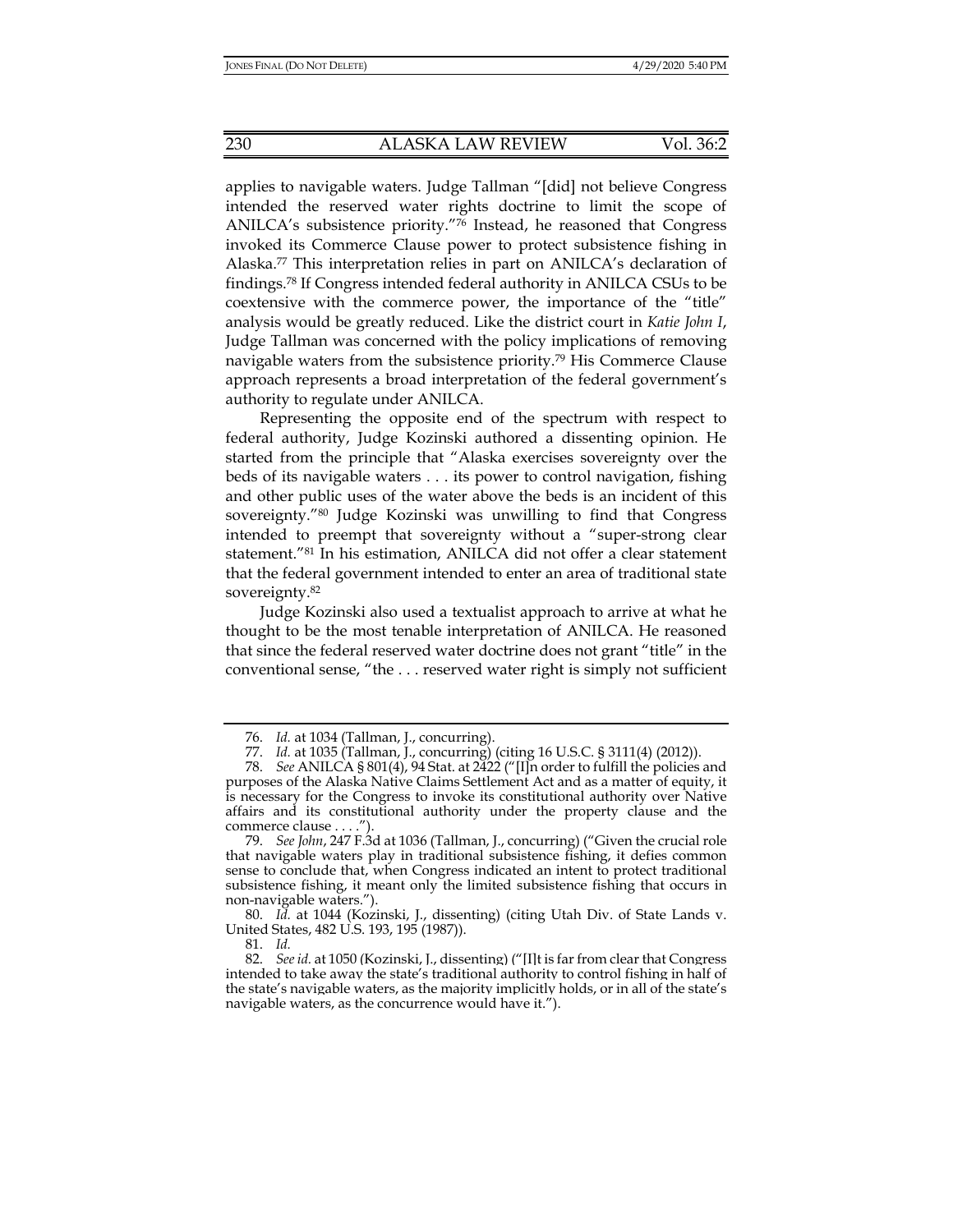applies to navigable waters. Judge Tallman "[did] not believe Congress intended the reserved water rights doctrine to limit the scope of ANILCA's subsistence priority."[76] Instead, he reasoned that Congress invoked its Commerce Clause power to protect subsistence fishing in Alaska.[77] This interpretation relies in part on ANILCA's declaration of findings.[78] If Congress intended federal authority in ANILCA CSUs to be coextensive with the commerce power, the importance of the "title" analysis would be greatly reduced. Like the district court in *Katie John I*, Judge Tallman was concerned with the policy implications of removing navigable waters from the subsistence priority.[79] His Commerce Clause approach represents a broad interpretation of the federal government's authority to regulate under ANILCA.

Representing the opposite end of the spectrum with respect to federal authority, Judge Kozinski authored a dissenting opinion. He started from the principle that "Alaska exercises sovereignty over the beds of its navigable waters . . . its power to control navigation, fishing and other public uses of the water above the beds is an incident of this sovereignty."[80] Judge Kozinski was unwilling to find that Congress intended to preempt that sovereignty without a "super-strong clear statement."[81] In his estimation, ANILCA did not offer a clear statement that the federal government intended to enter an area of traditional state sovereignty.[82]

Judge Kozinski also used a textualist approach to arrive at what he thought to be the most tenable interpretation of ANILCA. He reasoned that since the federal reserved water doctrine does not grant "title" in the conventional sense, "the . . . reserved water right is simply not sufficient

---

76. *Id.* at 1034 (Tallman, J., concurring).

77. *Id.* at 1035 (Tallman, J., concurring) (citing 16 U.S.C. § 3111(4) (2012)).

78. *See* ANILCA § 801(4), 94 Stat. at 2422 ("[I]n order to fulfill the policies and purposes of the Alaska Native Claims Settlement Act and as a matter of equity, it is necessary for the Congress to invoke its constitutional authority over Native affairs and its constitutional authority under the property clause and the commerce clause . . . .").

79. *See John*, 247 F.3d at 1036 (Tallman, J., concurring) ("Given the crucial role that navigable waters play in traditional subsistence fishing, it defies common sense to conclude that, when Congress indicated an intent to protect traditional subsistence fishing, it meant only the limited subsistence fishing that occurs in non-navigable waters.").

80. *Id.* at 1044 (Kozinski, J., dissenting) (citing Utah Div. of State Lands v. United States, 482 U.S. 193, 195 (1987)).

81. *Id.*

82. *See id.* at 1050 (Kozinski, J., dissenting) ("[I]t is far from clear that Congress intended to take away the state's traditional authority to control fishing in half of the state's navigable waters, as the majority implicitly holds, or in all of the state's navigable waters, as the concurrence would have it.").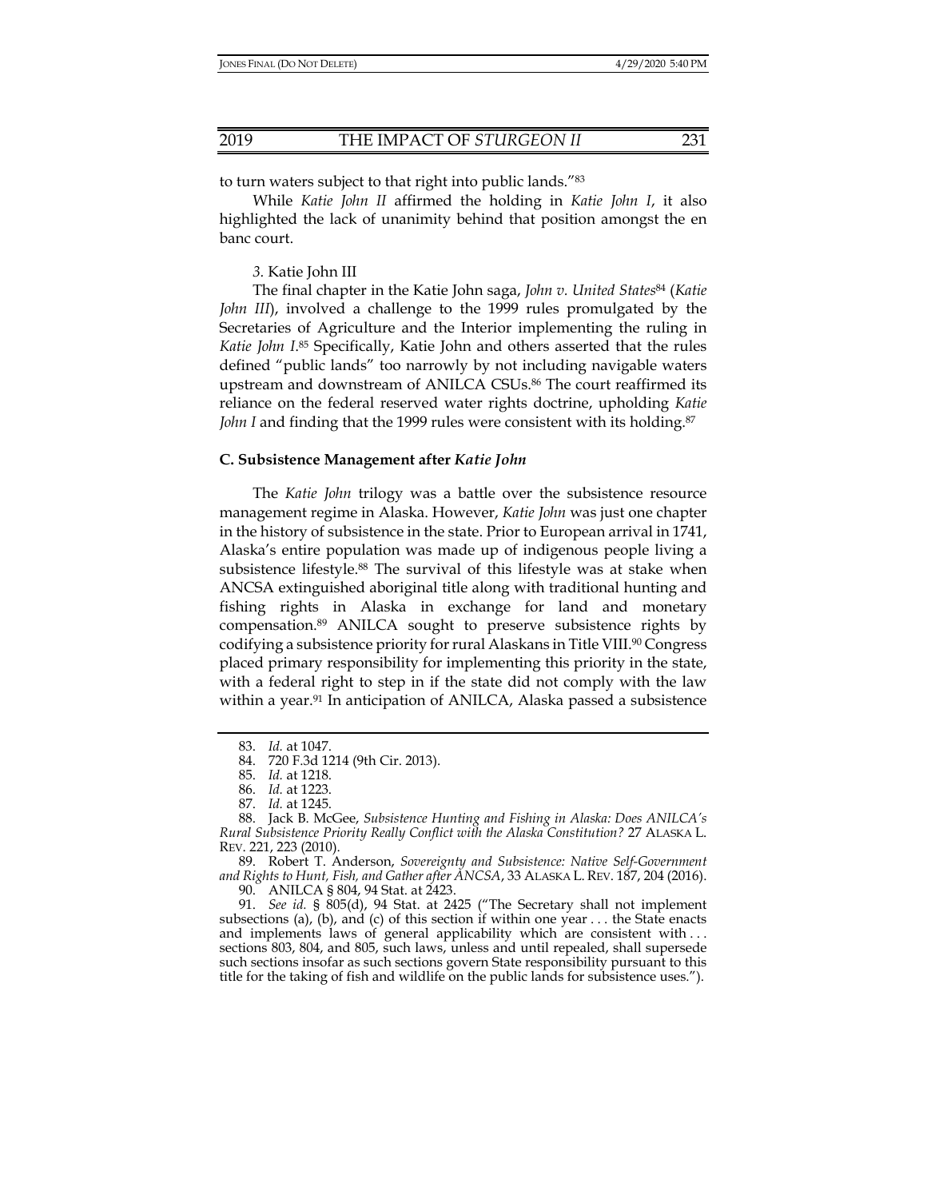to turn waters subject to that right into public lands."[83]

While *Katie John II* affirmed the holding in *Katie John I*, it also highlighted the lack of unanimity behind that position amongst the en banc court.

*3.* Katie John III

The final chapter in the Katie John saga, *John v. United States*[84] (*Katie John III*), involved a challenge to the 1999 rules promulgated by the Secretaries of Agriculture and the Interior implementing the ruling in *Katie John I*.[85] Specifically, Katie John and others asserted that the rules defined "public lands" too narrowly by not including navigable waters upstream and downstream of ANILCA CSUs.[86] The court reaffirmed its reliance on the federal reserved water rights doctrine, upholding *Katie John I* and finding that the 1999 rules were consistent with its holding.[87]

### C. Subsistence Management after *Katie John*

The *Katie John* trilogy was a battle over the subsistence resource management regime in Alaska. However, *Katie John* was just one chapter in the history of subsistence in the state. Prior to European arrival in 1741, Alaska's entire population was made up of indigenous people living a subsistence lifestyle.[88] The survival of this lifestyle was at stake when ANCSA extinguished aboriginal title along with traditional hunting and fishing rights in Alaska in exchange for land and monetary compensation.[89] ANILCA sought to preserve subsistence rights by codifying a subsistence priority for rural Alaskans in Title VIII.[90] Congress placed primary responsibility for implementing this priority in the state, with a federal right to step in if the state did not comply with the law within a year.[91] In anticipation of ANILCA, Alaska passed a subsistence

---

83. *Id.* at 1047.

84. 720 F.3d 1214 (9th Cir. 2013).

85. *Id.* at 1218.

86. *Id.* at 1223.

87. *Id.* at 1245.

88. Jack B. McGee, *Subsistence Hunting and Fishing in Alaska: Does ANILCA's Rural Subsistence Priority Really Conflict with the Alaska Constitution?* 27 ALASKA L. REV. 221, 223 (2010).

89. Robert T. Anderson, *Sovereignty and Subsistence: Native Self-Government and Rights to Hunt, Fish, and Gather after ANCSA*, 33 ALASKA L. REV. 187, 204 (2016).

90. ANILCA § 804, 94 Stat. at 2423.

91. *See id.* § 805(d), 94 Stat. at 2425 ("The Secretary shall not implement subsections (a), (b), and (c) of this section if within one year . . . the State enacts and implements laws of general applicability which are consistent with . . . sections 803, 804, and 805, such laws, unless and until repealed, shall supersede such sections insofar as such sections govern State responsibility pursuant to this title for the taking of fish and wildlife on the public lands for subsistence uses.").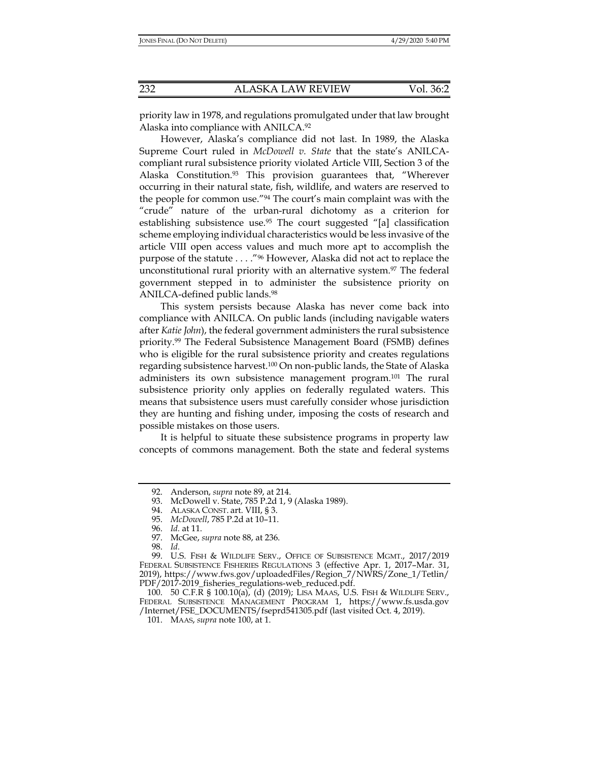priority law in 1978, and regulations promulgated under that law brought Alaska into compliance with ANILCA.[92]

However, Alaska's compliance did not last. In 1989, the Alaska Supreme Court ruled in *McDowell v. State* that the state's ANILCA-compliant rural subsistence priority violated Article VIII, Section 3 of the Alaska Constitution.[93] This provision guarantees that, "Wherever occurring in their natural state, fish, wildlife, and waters are reserved to the people for common use."[94] The court's main complaint was with the "crude" nature of the urban-rural dichotomy as a criterion for establishing subsistence use.[95] The court suggested "[a] classification scheme employing individual characteristics would be less invasive of the article VIII open access values and much more apt to accomplish the purpose of the statute . . . ."[96] However, Alaska did not act to replace the unconstitutional rural priority with an alternative system.[97] The federal government stepped in to administer the subsistence priority on ANILCA-defined public lands.[98]

This system persists because Alaska has never come back into compliance with ANILCA. On public lands (including navigable waters after *Katie John*), the federal government administers the rural subsistence priority.[99] The Federal Subsistence Management Board (FSMB) defines who is eligible for the rural subsistence priority and creates regulations regarding subsistence harvest.[100] On non-public lands, the State of Alaska administers its own subsistence management program.[101] The rural subsistence priority only applies on federally regulated waters. This means that subsistence users must carefully consider whose jurisdiction they are hunting and fishing under, imposing the costs of research and possible mistakes on those users.

It is helpful to situate these subsistence programs in property law concepts of commons management. Both the state and federal systems

---

92. Anderson, *supra* note 89, at 214.

93. McDowell v. State, 785 P.2d 1, 9 (Alaska 1989).

94. ALASKA CONST. art. VIII, § 3.

95. *McDowell*, 785 P.2d at 10–11.

96. *Id.* at 11.

97. McGee, *supra* note 88, at 236.

98. *Id.*

99. U.S. FISH & WILDLIFE SERV., OFFICE OF SUBSISTENCE MGMT., 2017/2019 FEDERAL SUBSISTENCE FISHERIES REGULATIONS 3 (effective Apr. 1, 2017–Mar. 31, 2019), https://www.fws.gov/uploadedFiles/Region_7/NWRS/Zone_1/Tetlin/PDF/2017-2019_fisheries_regulations-web_reduced.pdf.

100. 50 C.F.R § 100.10(a), (d) (2019); LISA MAAS, U.S. FISH & WILDLIFE SERV., FEDERAL SUBSISTENCE MANAGEMENT PROGRAM 1, https://www.fs.usda.gov/Internet/FSE_DOCUMENTS/fseprd541305.pdf (last visited Oct. 4, 2019).

101. MAAS, *supra* note 100, at 1.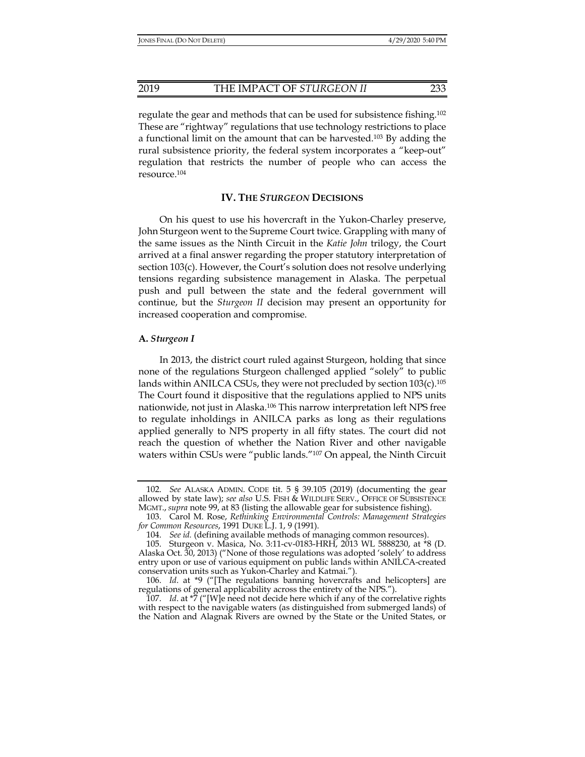regulate the gear and methods that can be used for subsistence fishing.[102] These are "rightway" regulations that use technology restrictions to place a functional limit on the amount that can be harvested.[103] By adding the rural subsistence priority, the federal system incorporates a "keep-out" regulation that restricts the number of people who can access the resource.[104]

## IV. THE *STURGEON* DECISIONS

On his quest to use his hovercraft in the Yukon-Charley preserve, John Sturgeon went to the Supreme Court twice. Grappling with many of the same issues as the Ninth Circuit in the *Katie John* trilogy, the Court arrived at a final answer regarding the proper statutory interpretation of section 103(c). However, the Court's solution does not resolve underlying tensions regarding subsistence management in Alaska. The perpetual push and pull between the state and the federal government will continue, but the *Sturgeon II* decision may present an opportunity for increased cooperation and compromise.

### A. *Sturgeon I*

In 2013, the district court ruled against Sturgeon, holding that since none of the regulations Sturgeon challenged applied "solely" to public lands within ANILCA CSUs, they were not precluded by section 103(c).[105] The Court found it dispositive that the regulations applied to NPS units nationwide, not just in Alaska.[106] This narrow interpretation left NPS free to regulate inholdings in ANILCA parks as long as their regulations applied generally to NPS property in all fifty states. The court did not reach the question of whether the Nation River and other navigable waters within CSUs were "public lands."[107] On appeal, the Ninth Circuit

---

102. *See* ALASKA ADMIN. CODE tit. 5 § 39.105 (2019) (documenting the gear allowed by state law); *see also* U.S. FISH & WILDLIFE SERV., OFFICE OF SUBSISTENCE MGMT., *supra* note 99, at 83 (listing the allowable gear for subsistence fishing).

103. Carol M. Rose, *Rethinking Environmental Controls: Management Strategies for Common Resources*, 1991 DUKE L.J. 1, 9 (1991).

104. *See id.* (defining available methods of managing common resources).

105. Sturgeon v. Masica, No. 3:11-cv-0183-HRH, 2013 WL 5888230, at *8 (D. Alaska Oct. 30, 2013) ("None of those regulations was adopted 'solely' to address entry upon or use of various equipment on public lands within ANILCA-created conservation units such as Yukon-Charley and Katmai.").

106. *Id*. at *9 ("[The regulations banning hovercrafts and helicopters] are regulations of general applicability across the entirety of the NPS.").

107. *Id*. at *7 ("[W]e need not decide here which if any of the correlative rights with respect to the navigable waters (as distinguished from submerged lands) of the Nation and Alagnak Rivers are owned by the State or the United States, or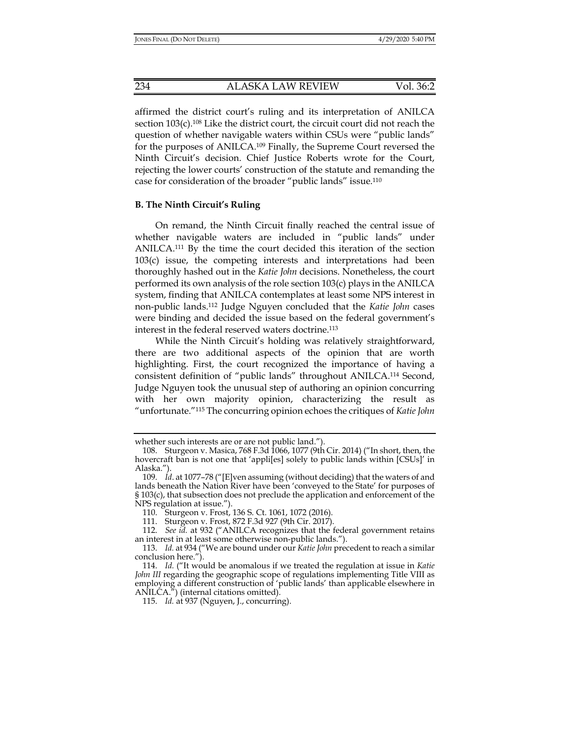affirmed the district court's ruling and its interpretation of ANILCA section 103(c).[108] Like the district court, the circuit court did not reach the question of whether navigable waters within CSUs were "public lands" for the purposes of ANILCA.[109] Finally, the Supreme Court reversed the Ninth Circuit's decision. Chief Justice Roberts wrote for the Court, rejecting the lower courts' construction of the statute and remanding the case for consideration of the broader "public lands" issue.[110]

### B. The Ninth Circuit's Ruling

On remand, the Ninth Circuit finally reached the central issue of whether navigable waters are included in "public lands" under ANILCA.[111] By the time the court decided this iteration of the section 103(c) issue, the competing interests and interpretations had been thoroughly hashed out in the *Katie John* decisions. Nonetheless, the court performed its own analysis of the role section 103(c) plays in the ANILCA system, finding that ANILCA contemplates at least some NPS interest in non-public lands.[112] Judge Nguyen concluded that the *Katie John* cases were binding and decided the issue based on the federal government's interest in the federal reserved waters doctrine.[113]

While the Ninth Circuit's holding was relatively straightforward, there are two additional aspects of the opinion that are worth highlighting. First, the court recognized the importance of having a consistent definition of "public lands" throughout ANILCA.[114] Second, Judge Nguyen took the unusual step of authoring an opinion concurring with her own majority opinion, characterizing the result as "unfortunate."[115] The concurring opinion echoes the critiques of *Katie John*

---

whether such interests are or are not public land.").

108. Sturgeon v. Masica, 768 F.3d 1066, 1077 (9th Cir. 2014) ("In short, then, the hovercraft ban is not one that 'appli[es] solely to public lands within [CSUs]' in Alaska.").

109. *Id*. at 1077–78 ("[E]ven assuming (without deciding) that the waters of and lands beneath the Nation River have been 'conveyed to the State' for purposes of § 103(c), that subsection does not preclude the application and enforcement of the NPS regulation at issue.").

110. Sturgeon v. Frost, 136 S. Ct. 1061, 1072 (2016).

111. Sturgeon v. Frost, 872 F.3d 927 (9th Cir. 2017).

112. *See id.* at 932 ("ANILCA recognizes that the federal government retains an interest in at least some otherwise non-public lands.").

113. *Id.* at 934 ("We are bound under our *Katie John* precedent to reach a similar conclusion here.").

114. *Id.* ("It would be anomalous if we treated the regulation at issue in *Katie John III* regarding the geographic scope of regulations implementing Title VIII as employing a different construction of 'public lands' than applicable elsewhere in ANILCA.") (internal citations omitted).

115. *Id.* at 937 (Nguyen, J., concurring).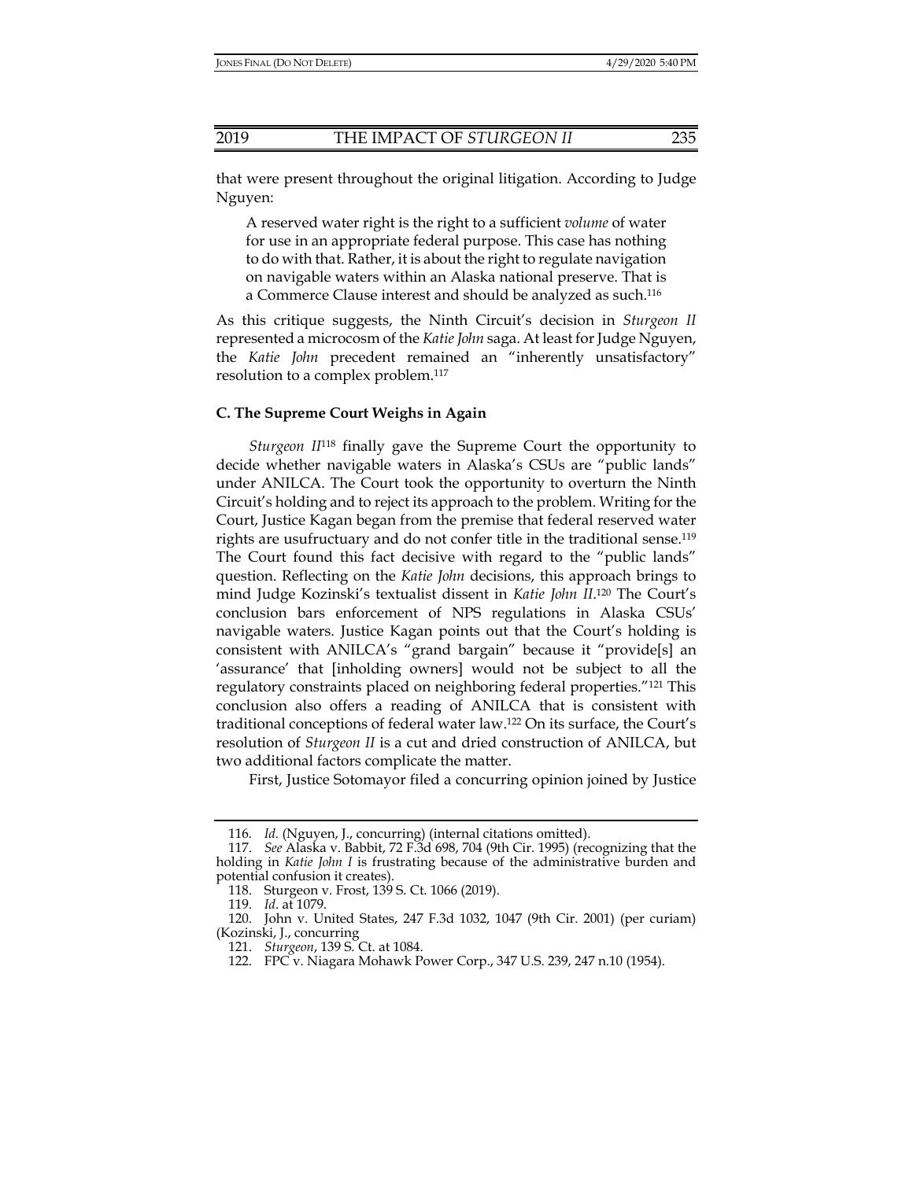that were present throughout the original litigation. According to Judge Nguyen:

> A reserved water right is the right to a sufficient *volume* of water for use in an appropriate federal purpose. This case has nothing to do with that. Rather, it is about the right to regulate navigation on navigable waters within an Alaska national preserve. That is a Commerce Clause interest and should be analyzed as such.[116]

As this critique suggests, the Ninth Circuit's decision in *Sturgeon II* represented a microcosm of the *Katie John* saga. At least for Judge Nguyen, the *Katie John* precedent remained an "inherently unsatisfactory" resolution to a complex problem.[117]

### C. The Supreme Court Weighs in Again

*Sturgeon II*[118] finally gave the Supreme Court the opportunity to decide whether navigable waters in Alaska's CSUs are "public lands" under ANILCA. The Court took the opportunity to overturn the Ninth Circuit's holding and to reject its approach to the problem. Writing for the Court, Justice Kagan began from the premise that federal reserved water rights are usufructuary and do not confer title in the traditional sense.[119] The Court found this fact decisive with regard to the "public lands" question. Reflecting on the *Katie John* decisions, this approach brings to mind Judge Kozinski's textualist dissent in *Katie John II*.[120] The Court's conclusion bars enforcement of NPS regulations in Alaska CSUs' navigable waters. Justice Kagan points out that the Court's holding is consistent with ANILCA's "grand bargain" because it "provide[s] an 'assurance' that [inholding owners] would not be subject to all the regulatory constraints placed on neighboring federal properties."[121] This conclusion also offers a reading of ANILCA that is consistent with traditional conceptions of federal water law.[122] On its surface, the Court's resolution of *Sturgeon II* is a cut and dried construction of ANILCA, but two additional factors complicate the matter.

First, Justice Sotomayor filed a concurring opinion joined by Justice

---

116. *Id.* (Nguyen, J., concurring) (internal citations omitted).

117. *See* Alaska v. Babbit, 72 F.3d 698, 704 (9th Cir. 1995) (recognizing that the holding in *Katie John I* is frustrating because of the administrative burden and potential confusion it creates).

118. Sturgeon v. Frost, 139 S. Ct. 1066 (2019).

119. *Id*. at 1079.

120. John v. United States, 247 F.3d 1032, 1047 (9th Cir. 2001) (per curiam) (Kozinski, J., concurring

121. *Sturgeon*, 139 S. Ct. at 1084.

122. FPC v. Niagara Mohawk Power Corp., 347 U.S. 239, 247 n.10 (1954).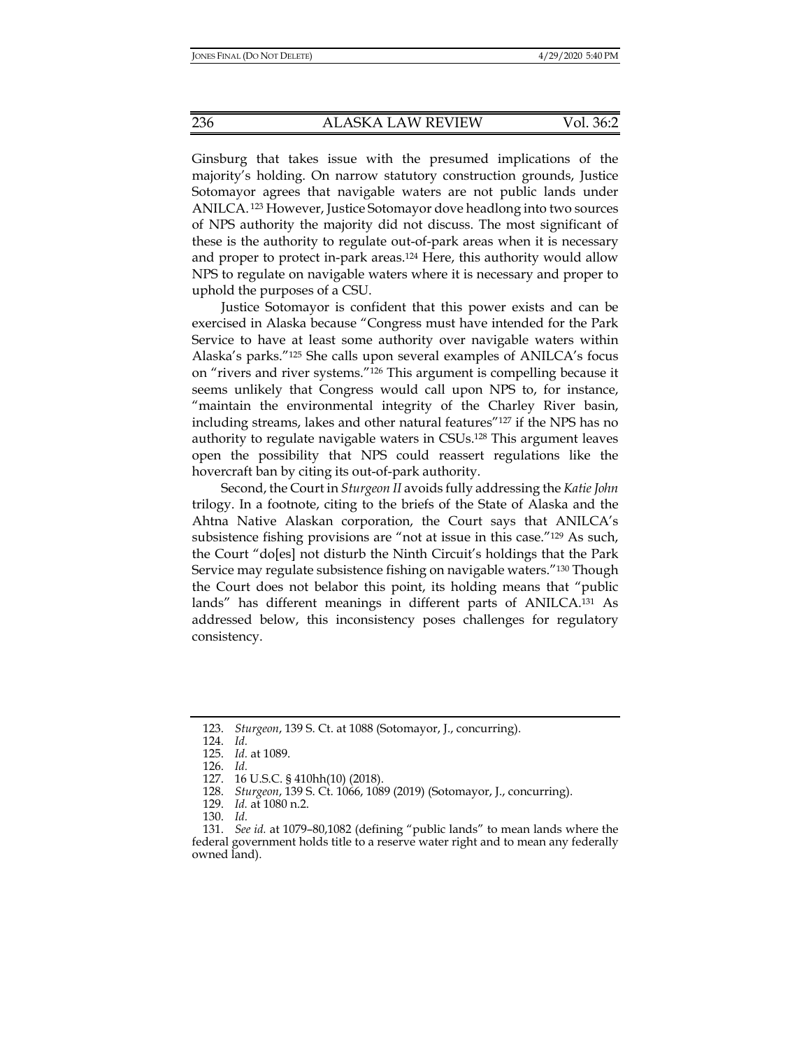Ginsburg that takes issue with the presumed implications of the majority's holding. On narrow statutory construction grounds, Justice Sotomayor agrees that navigable waters are not public lands under ANILCA.[123] However, Justice Sotomayor dove headlong into two sources of NPS authority the majority did not discuss. The most significant of these is the authority to regulate out-of-park areas when it is necessary and proper to protect in-park areas.[124] Here, this authority would allow NPS to regulate on navigable waters where it is necessary and proper to uphold the purposes of a CSU.

Justice Sotomayor is confident that this power exists and can be exercised in Alaska because "Congress must have intended for the Park Service to have at least some authority over navigable waters within Alaska's parks."[125] She calls upon several examples of ANILCA's focus on "rivers and river systems."[126] This argument is compelling because it seems unlikely that Congress would call upon NPS to, for instance, "maintain the environmental integrity of the Charley River basin, including streams, lakes and other natural features"[127] if the NPS has no authority to regulate navigable waters in CSUs.[128] This argument leaves open the possibility that NPS could reassert regulations like the hovercraft ban by citing its out-of-park authority.

Second, the Court in *Sturgeon II* avoids fully addressing the *Katie John* trilogy. In a footnote, citing to the briefs of the State of Alaska and the Ahtna Native Alaskan corporation, the Court says that ANILCA's subsistence fishing provisions are "not at issue in this case."[129] As such, the Court "do[es] not disturb the Ninth Circuit's holdings that the Park Service may regulate subsistence fishing on navigable waters."[130] Though the Court does not belabor this point, its holding means that "public lands" has different meanings in different parts of ANILCA.[131] As addressed below, this inconsistency poses challenges for regulatory consistency.

---

123. *Sturgeon*, 139 S. Ct. at 1088 (Sotomayor, J., concurring).
124. *Id.*
125. *Id.* at 1089.
126. *Id.*
127. 16 U.S.C. § 410hh(10) (2018).
128. *Sturgeon*, 139 S. Ct. 1066, 1089 (2019) (Sotomayor, J., concurring).
129. *Id.* at 1080 n.2.
130. *Id.*
131. *See id.* at 1079–80,1082 (defining "public lands" to mean lands where the federal government holds title to a reserve water right and to mean any federally owned land).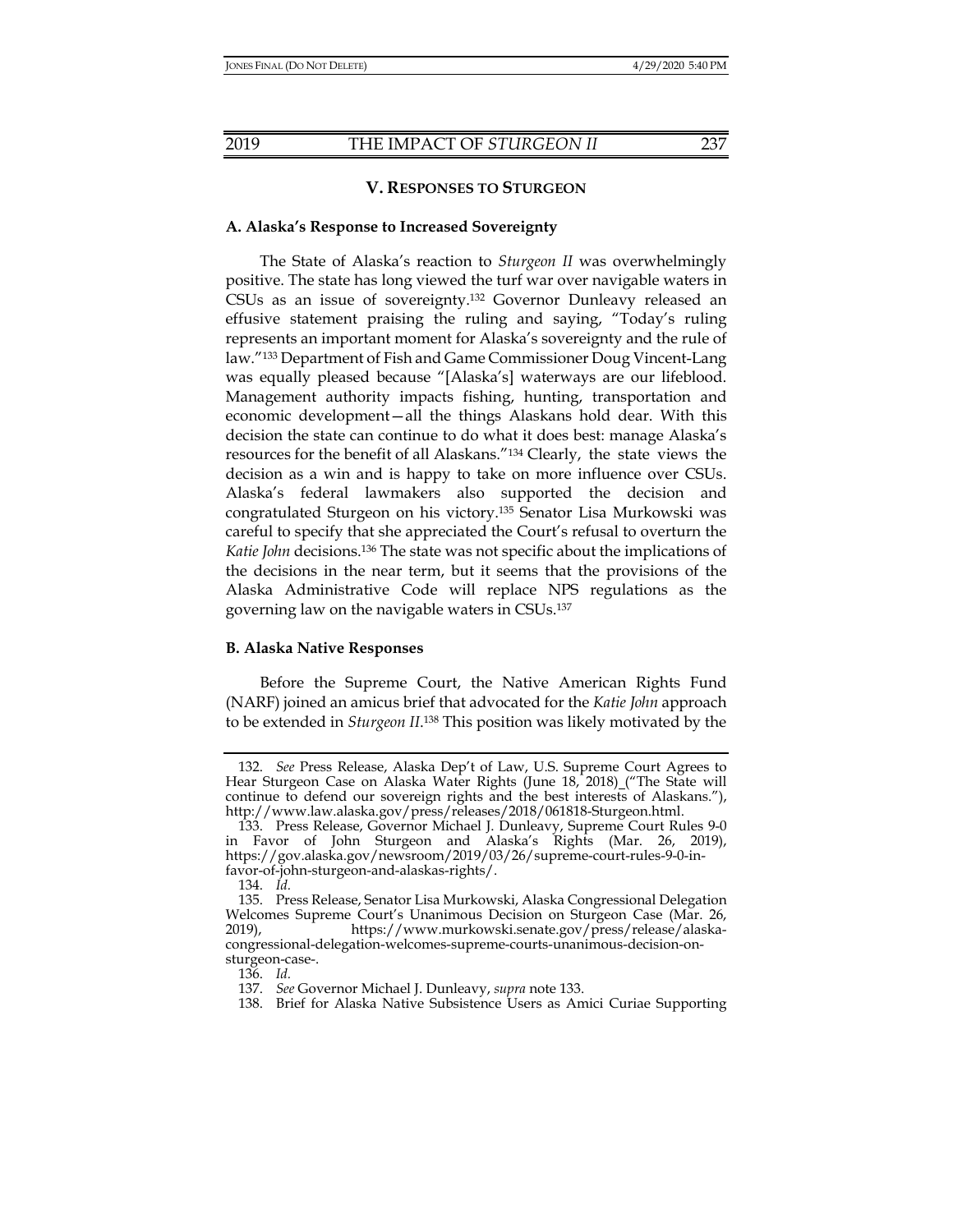## V. Responses to *Sturgeon*

### A. Alaska's Response to Increased Sovereignty

The State of Alaska's reaction to *Sturgeon II* was overwhelmingly positive. The state has long viewed the turf war over navigable waters in CSUs as an issue of sovereignty.[132] Governor Dunleavy released an effusive statement praising the ruling and saying, "Today's ruling represents an important moment for Alaska's sovereignty and the rule of law."[133] Department of Fish and Game Commissioner Doug Vincent-Lang was equally pleased because "[Alaska's] waterways are our lifeblood. Management authority impacts fishing, hunting, transportation and economic development—all the things Alaskans hold dear. With this decision the state can continue to do what it does best: manage Alaska's resources for the benefit of all Alaskans."[134] Clearly, the state views the decision as a win and is happy to take on more influence over CSUs. Alaska's federal lawmakers also supported the decision and congratulated Sturgeon on his victory.[135] Senator Lisa Murkowski was careful to specify that she appreciated the Court's refusal to overturn the *Katie John* decisions.[136] The state was not specific about the implications of the decisions in the near term, but it seems that the provisions of the Alaska Administrative Code will replace NPS regulations as the governing law on the navigable waters in CSUs.[137]

### B. Alaska Native Responses

Before the Supreme Court, the Native American Rights Fund (NARF) joined an amicus brief that advocated for the *Katie John* approach to be extended in *Sturgeon II*.[138] This position was likely motivated by the

---

132. *See* Press Release, Alaska Dep't of Law, U.S. Supreme Court Agrees to Hear Sturgeon Case on Alaska Water Rights (June 18, 2018) ("The State will continue to defend our sovereign rights and the best interests of Alaskans."), http://www.law.alaska.gov/press/releases/2018/061818-Sturgeon.html.

133. Press Release, Governor Michael J. Dunleavy, Supreme Court Rules 9-0 in Favor of John Sturgeon and Alaska's Rights (Mar. 26, 2019), https://gov.alaska.gov/newsroom/2019/03/26/supreme-court-rules-9-0-in-favor-of-john-sturgeon-and-alaskas-rights/.

134. *Id.*

135. Press Release, Senator Lisa Murkowski, Alaska Congressional Delegation Welcomes Supreme Court's Unanimous Decision on Sturgeon Case (Mar. 26, 2019), https://www.murkowski.senate.gov/press/release/alaska-congressional-delegation-welcomes-supreme-courts-unanimous-decision-on-sturgeon-case-.

136. *Id.*

137. *See* Governor Michael J. Dunleavy, *supra* note 133.

138. Brief for Alaska Native Subsistence Users as Amici Curiae Supporting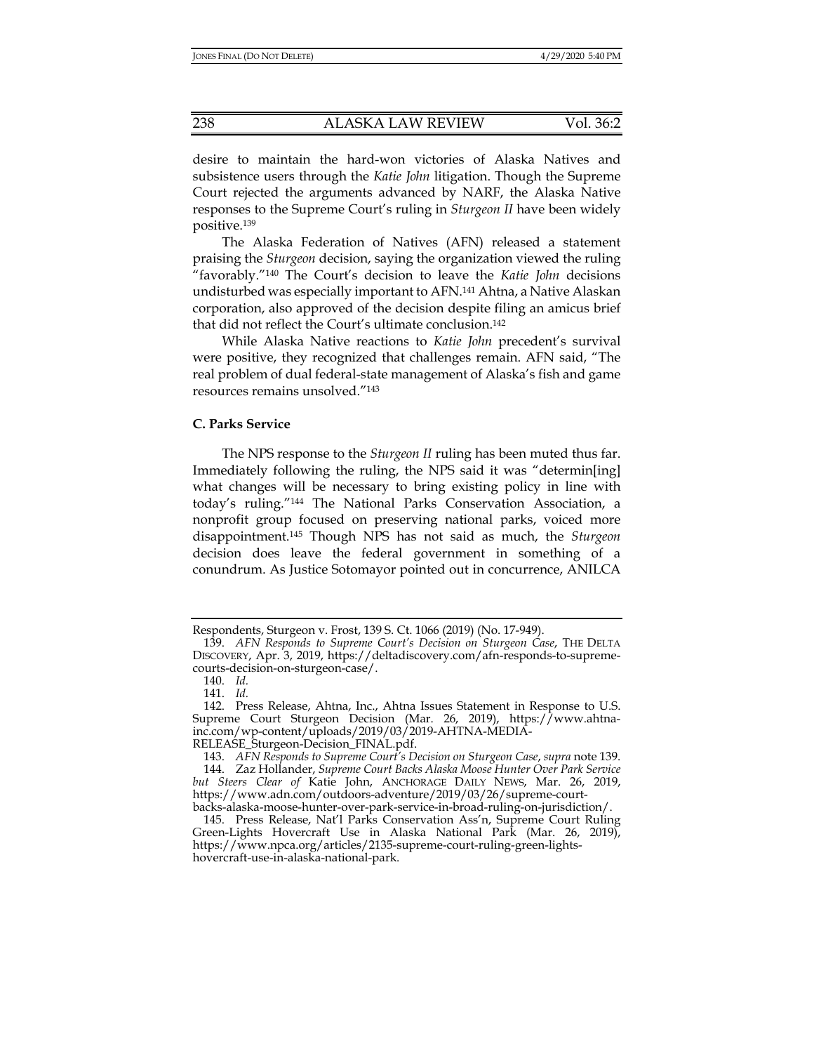desire to maintain the hard-won victories of Alaska Natives and subsistence users through the *Katie John* litigation. Though the Supreme Court rejected the arguments advanced by NARF, the Alaska Native responses to the Supreme Court's ruling in *Sturgeon II* have been widely positive.[139]

The Alaska Federation of Natives (AFN) released a statement praising the *Sturgeon* decision, saying the organization viewed the ruling "favorably."[140] The Court's decision to leave the *Katie John* decisions undisturbed was especially important to AFN.[141] Ahtna, a Native Alaskan corporation, also approved of the decision despite filing an amicus brief that did not reflect the Court's ultimate conclusion.[142]

While Alaska Native reactions to *Katie John* precedent's survival were positive, they recognized that challenges remain. AFN said, "The real problem of dual federal-state management of Alaska's fish and game resources remains unsolved."[143]

### C. Parks Service

The NPS response to the *Sturgeon II* ruling has been muted thus far. Immediately following the ruling, the NPS said it was "determin[ing] what changes will be necessary to bring existing policy in line with today's ruling."[144] The National Parks Conservation Association, a nonprofit group focused on preserving national parks, voiced more disappointment.[145] Though NPS has not said as much, the *Sturgeon* decision does leave the federal government in something of a conundrum. As Justice Sotomayor pointed out in concurrence, ANILCA

---

Respondents, Sturgeon v. Frost, 139 S. Ct. 1066 (2019) (No. 17-949).

139. *AFN Responds to Supreme Court's Decision on Sturgeon Case*, THE DELTA DISCOVERY, Apr. 3, 2019, https://deltadiscovery.com/afn-responds-to-supreme-courts-decision-on-sturgeon-case/.

140. *Id.*

141. *Id.*

142. Press Release, Ahtna, Inc., Ahtna Issues Statement in Response to U.S. Supreme Court Sturgeon Decision (Mar. 26, 2019), https://www.ahtna-inc.com/wp-content/uploads/2019/03/2019-AHTNA-MEDIA-RELEASE_Sturgeon-Decision_FINAL.pdf.

143. *AFN Responds to Supreme Court's Decision on Sturgeon Case*, *supra* note 139.

144. Zaz Hollander, *Supreme Court Backs Alaska Moose Hunter Over Park Service but Steers Clear of* Katie John, ANCHORAGE DAILY NEWS, Mar. 26, 2019, https://www.adn.com/outdoors-adventure/2019/03/26/supreme-court-backs-alaska-moose-hunter-over-park-service-in-broad-ruling-on-jurisdiction/.

145. Press Release, Nat'l Parks Conservation Ass'n, Supreme Court Ruling Green-Lights Hovercraft Use in Alaska National Park (Mar. 26, 2019), https://www.npca.org/articles/2135-supreme-court-ruling-green-lights-hovercraft-use-in-alaska-national-park.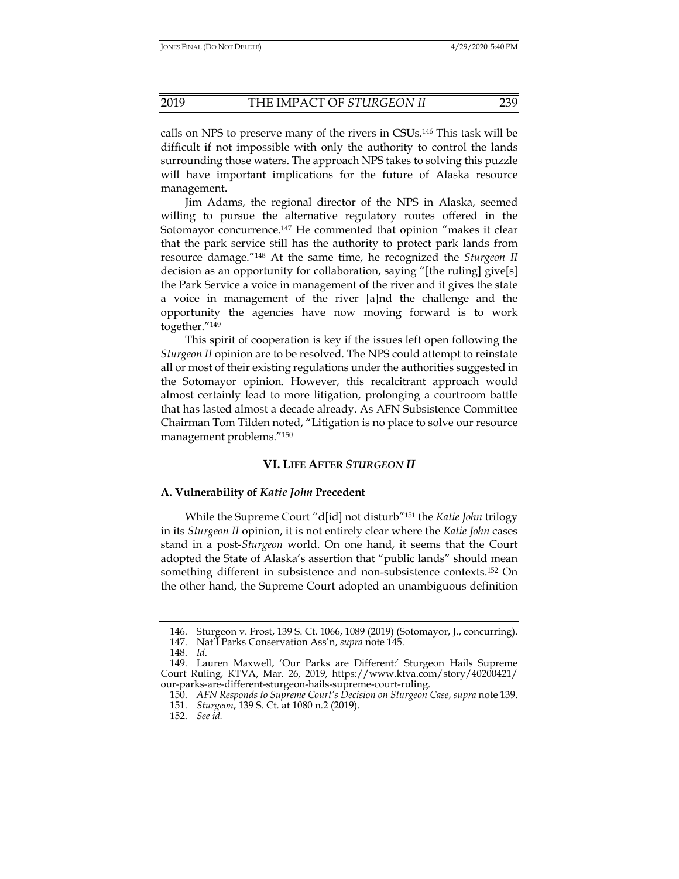calls on NPS to preserve many of the rivers in CSUs.[146] This task will be difficult if not impossible with only the authority to control the lands surrounding those waters. The approach NPS takes to solving this puzzle will have important implications for the future of Alaska resource management.

Jim Adams, the regional director of the NPS in Alaska, seemed willing to pursue the alternative regulatory routes offered in the Sotomayor concurrence.[147] He commented that opinion "makes it clear that the park service still has the authority to protect park lands from resource damage."[148] At the same time, he recognized the *Sturgeon II* decision as an opportunity for collaboration, saying "[the ruling] give[s] the Park Service a voice in management of the river and it gives the state a voice in management of the river [a]nd the challenge and the opportunity the agencies have now moving forward is to work together."[149]

This spirit of cooperation is key if the issues left open following the *Sturgeon II* opinion are to be resolved. The NPS could attempt to reinstate all or most of their existing regulations under the authorities suggested in the Sotomayor opinion. However, this recalcitrant approach would almost certainly lead to more litigation, prolonging a courtroom battle that has lasted almost a decade already. As AFN Subsistence Committee Chairman Tom Tilden noted, "Litigation is no place to solve our resource management problems."[150]

## VI. LIFE AFTER *STURGEON II*

### A. Vulnerability of *Katie John* Precedent

While the Supreme Court "d[id] not disturb"[151] the *Katie John* trilogy in its *Sturgeon II* opinion, it is not entirely clear where the *Katie John* cases stand in a post-*Sturgeon* world. On one hand, it seems that the Court adopted the State of Alaska's assertion that "public lands" should mean something different in subsistence and non-subsistence contexts.[152] On the other hand, the Supreme Court adopted an unambiguous definition

---

146. Sturgeon v. Frost, 139 S. Ct. 1066, 1089 (2019) (Sotomayor, J., concurring).

147. Nat'l Parks Conservation Ass'n, *supra* note 145.

148. *Id.*

149. Lauren Maxwell, 'Our Parks are Different:' Sturgeon Hails Supreme Court Ruling, KTVA, Mar. 26, 2019, https://www.ktva.com/story/40200421/our-parks-are-different-sturgeon-hails-supreme-court-ruling.

150. *AFN Responds to Supreme Court's Decision on Sturgeon Case*, *supra* note 139.

151. *Sturgeon*, 139 S. Ct. at 1080 n.2 (2019).

152. *See id.*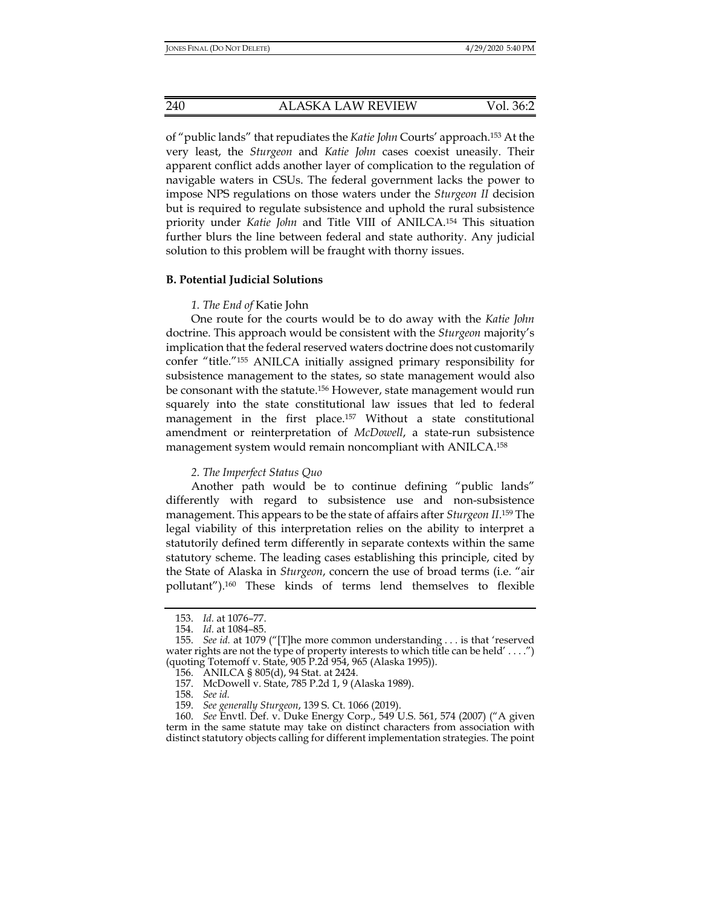of "public lands" that repudiates the *Katie John* Courts' approach.[153] At the very least, the *Sturgeon* and *Katie John* cases coexist uneasily. Their apparent conflict adds another layer of complication to the regulation of navigable waters in CSUs. The federal government lacks the power to impose NPS regulations on those waters under the *Sturgeon II* decision but is required to regulate subsistence and uphold the rural subsistence priority under *Katie John* and Title VIII of ANILCA.[154] This situation further blurs the line between federal and state authority. Any judicial solution to this problem will be fraught with thorny issues.

### B. Potential Judicial Solutions

#### *1. The End of* Katie John

One route for the courts would be to do away with the *Katie John* doctrine. This approach would be consistent with the *Sturgeon* majority's implication that the federal reserved waters doctrine does not customarily confer "title."[155] ANILCA initially assigned primary responsibility for subsistence management to the states, so state management would also be consonant with the statute.[156] However, state management would run squarely into the state constitutional law issues that led to federal management in the first place.[157] Without a state constitutional amendment or reinterpretation of *McDowell*, a state-run subsistence management system would remain noncompliant with ANILCA.[158]

#### *2. The Imperfect Status Quo*

Another path would be to continue defining "public lands" differently with regard to subsistence use and non-subsistence management. This appears to be the state of affairs after *Sturgeon II*.[159] The legal viability of this interpretation relies on the ability to interpret a statutorily defined term differently in separate contexts within the same statutory scheme. The leading cases establishing this principle, cited by the State of Alaska in *Sturgeon*, concern the use of broad terms (i.e. "air pollutant").[160] These kinds of terms lend themselves to flexible

---

153. *Id.* at 1076–77.

154. *Id.* at 1084–85.

155. *See id.* at 1079 ("[T]he more common understanding . . . is that 'reserved water rights are not the type of property interests to which title can be held' . . . .") (quoting Totemoff v. State, 905 P.2d 954, 965 (Alaska 1995)).

156. ANILCA § 805(d), 94 Stat. at 2424.

157. McDowell v. State, 785 P.2d 1, 9 (Alaska 1989).

158. *See id.*

159. *See generally Sturgeon*, 139 S. Ct. 1066 (2019).

160. *See* Envtl. Def. v. Duke Energy Corp., 549 U.S. 561, 574 (2007) ("A given term in the same statute may take on distinct characters from association with distinct statutory objects calling for different implementation strategies. The point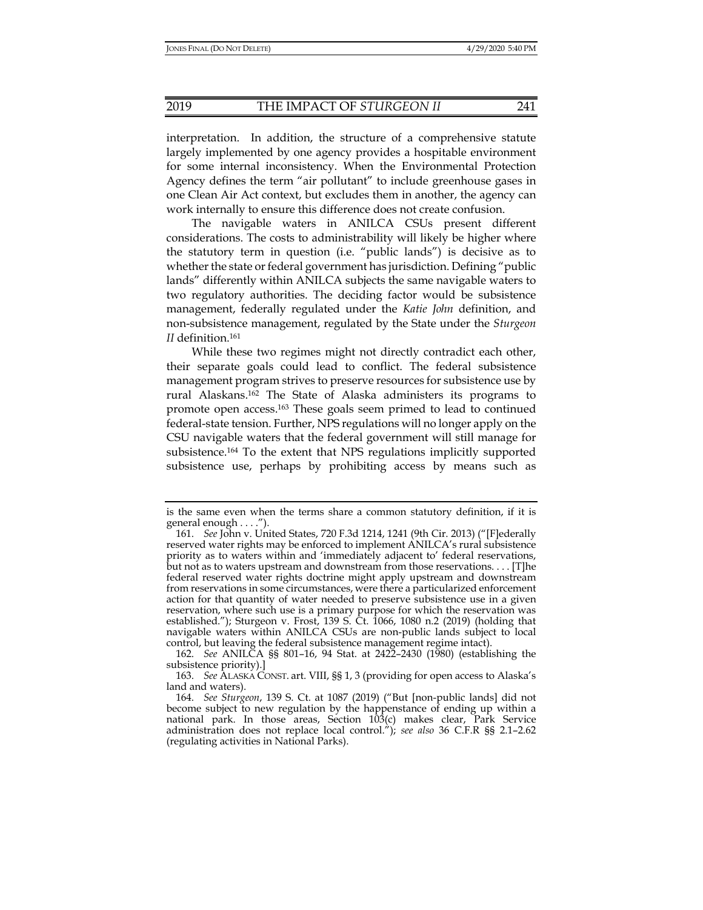interpretation. In addition, the structure of a comprehensive statute largely implemented by one agency provides a hospitable environment for some internal inconsistency. When the Environmental Protection Agency defines the term "air pollutant" to include greenhouse gases in one Clean Air Act context, but excludes them in another, the agency can work internally to ensure this difference does not create confusion.

The navigable waters in ANILCA CSUs present different considerations. The costs to administrability will likely be higher where the statutory term in question (i.e. "public lands") is decisive as to whether the state or federal government has jurisdiction. Defining "public lands" differently within ANILCA subjects the same navigable waters to two regulatory authorities. The deciding factor would be subsistence management, federally regulated under the *Katie John* definition, and non-subsistence management, regulated by the State under the *Sturgeon II* definition.[161]

While these two regimes might not directly contradict each other, their separate goals could lead to conflict. The federal subsistence management program strives to preserve resources for subsistence use by rural Alaskans.[162] The State of Alaska administers its programs to promote open access.[163] These goals seem primed to lead to continued federal-state tension. Further, NPS regulations will no longer apply on the CSU navigable waters that the federal government will still manage for subsistence.[164] To the extent that NPS regulations implicitly supported subsistence use, perhaps by prohibiting access by means such as

---

is the same even when the terms share a common statutory definition, if it is general enough . . . .").

161. *See* John v. United States, 720 F.3d 1214, 1241 (9th Cir. 2013) ("[F]ederally reserved water rights may be enforced to implement ANILCA's rural subsistence priority as to waters within and 'immediately adjacent to' federal reservations, but not as to waters upstream and downstream from those reservations. . . . [T]he federal reserved water rights doctrine might apply upstream and downstream from reservations in some circumstances, were there a particularized enforcement action for that quantity of water needed to preserve subsistence use in a given reservation, where such use is a primary purpose for which the reservation was established."); Sturgeon v. Frost, 139 S. Ct. 1066, 1080 n.2 (2019) (holding that navigable waters within ANILCA CSUs are non-public lands subject to local control, but leaving the federal subsistence management regime intact).

162. *See* ANILCA §§ 801–16, 94 Stat. at 2422–2430 (1980) (establishing the subsistence priority).]

163. *See* ALASKA CONST. art. VIII, §§ 1, 3 (providing for open access to Alaska's land and waters).

164. *See Sturgeon*, 139 S. Ct. at 1087 (2019) ("But [non-public lands] did not become subject to new regulation by the happenstance of ending up within a national park. In those areas, Section 103(c) makes clear, Park Service administration does not replace local control."); *see also* 36 C.F.R §§ 2.1–2.62 (regulating activities in National Parks).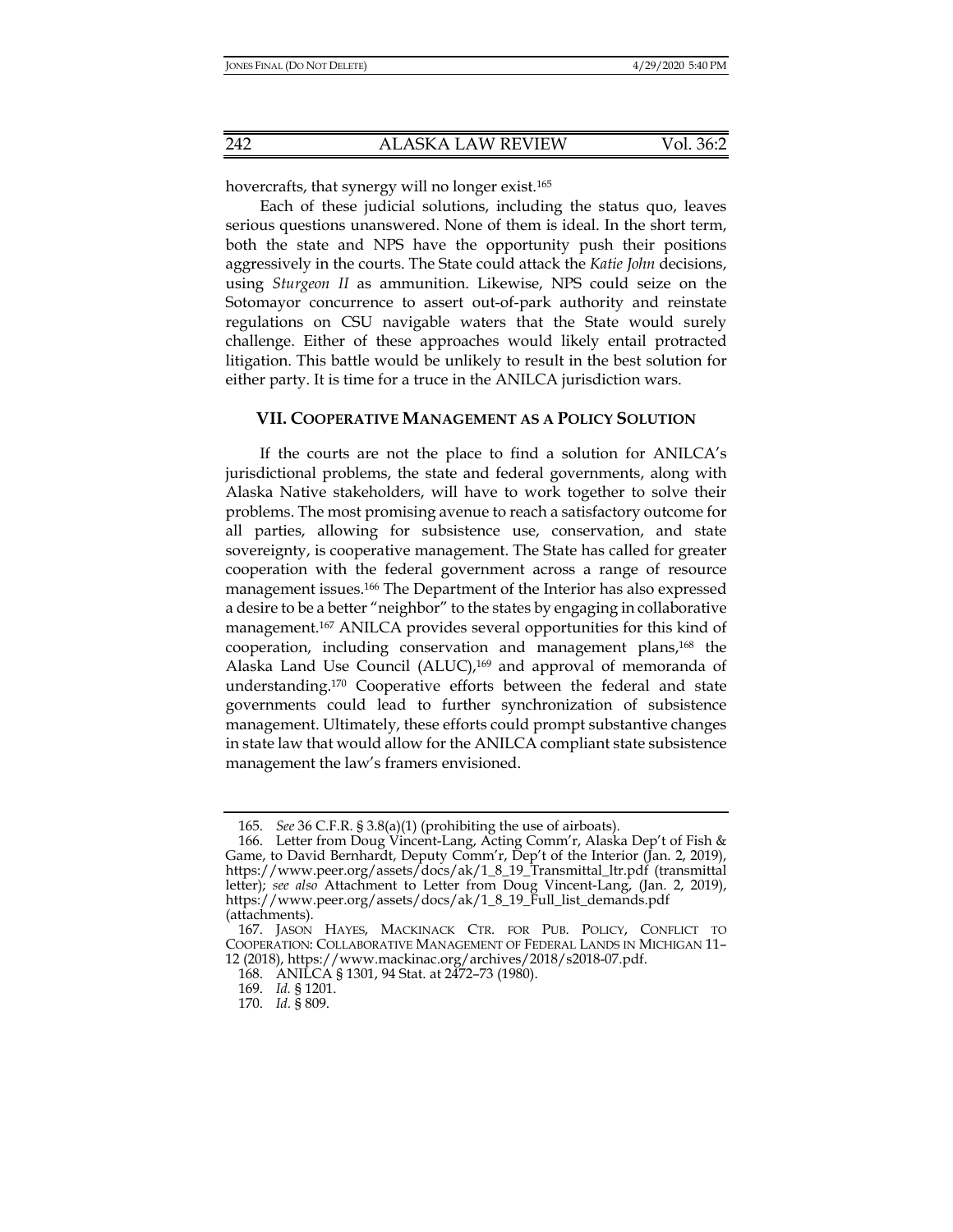hovercrafts, that synergy will no longer exist.[165]

Each of these judicial solutions, including the status quo, leaves serious questions unanswered. None of them is ideal. In the short term, both the state and NPS have the opportunity push their positions aggressively in the courts. The State could attack the *Katie John* decisions, using *Sturgeon II* as ammunition. Likewise, NPS could seize on the Sotomayor concurrence to assert out-of-park authority and reinstate regulations on CSU navigable waters that the State would surely challenge. Either of these approaches would likely entail protracted litigation. This battle would be unlikely to result in the best solution for either party. It is time for a truce in the ANILCA jurisdiction wars.

## VII. COOPERATIVE MANAGEMENT AS A POLICY SOLUTION

If the courts are not the place to find a solution for ANILCA's jurisdictional problems, the state and federal governments, along with Alaska Native stakeholders, will have to work together to solve their problems. The most promising avenue to reach a satisfactory outcome for all parties, allowing for subsistence use, conservation, and state sovereignty, is cooperative management. The State has called for greater cooperation with the federal government across a range of resource management issues.[166] The Department of the Interior has also expressed a desire to be a better "neighbor" to the states by engaging in collaborative management.[167] ANILCA provides several opportunities for this kind of cooperation, including conservation and management plans,[168] the Alaska Land Use Council (ALUC),[169] and approval of memoranda of understanding.[170] Cooperative efforts between the federal and state governments could lead to further synchronization of subsistence management. Ultimately, these efforts could prompt substantive changes in state law that would allow for the ANILCA compliant state subsistence management the law's framers envisioned.

---

165. *See* 36 C.F.R. § 3.8(a)(1) (prohibiting the use of airboats).

166. Letter from Doug Vincent-Lang, Acting Comm'r, Alaska Dep't of Fish & Game, to David Bernhardt, Deputy Comm'r, Dep't of the Interior (Jan. 2, 2019), https://www.peer.org/assets/docs/ak/1_8_19_Transmittal_ltr.pdf (transmittal letter); *see also* Attachment to Letter from Doug Vincent-Lang, (Jan. 2, 2019), https://www.peer.org/assets/docs/ak/1_8_19_Full_list_demands.pdf (attachments).

167. JASON HAYES, MACKINACK CTR. FOR PUB. POLICY, CONFLICT TO COOPERATION: COLLABORATIVE MANAGEMENT OF FEDERAL LANDS IN MICHIGAN 11–12 (2018), https://www.mackinac.org/archives/2018/s2018-07.pdf.

168. ANILCA § 1301, 94 Stat. at 2472–73 (1980).

169. *Id.* § 1201.

170. *Id.* § 809.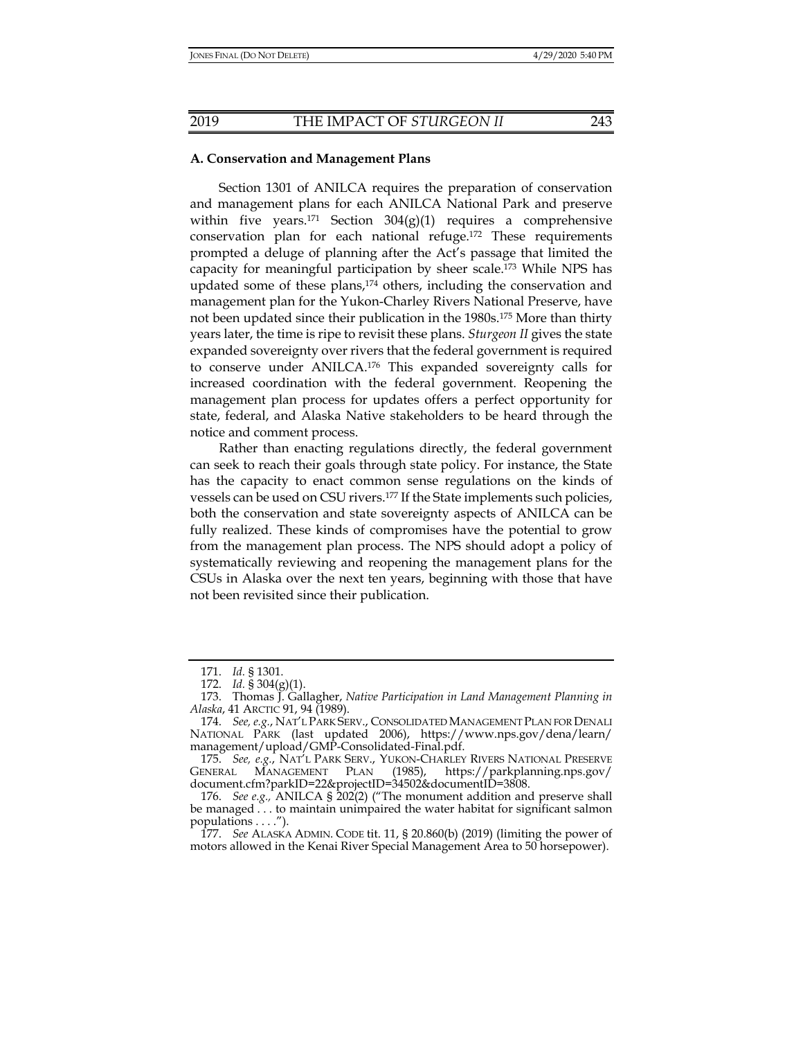### A. Conservation and Management Plans

Section 1301 of ANILCA requires the preparation of conservation and management plans for each ANILCA National Park and preserve within five years.[171] Section 304(g)(1) requires a comprehensive conservation plan for each national refuge.[172] These requirements prompted a deluge of planning after the Act's passage that limited the capacity for meaningful participation by sheer scale.[173] While NPS has updated some of these plans,[174] others, including the conservation and management plan for the Yukon-Charley Rivers National Preserve, have not been updated since their publication in the 1980s.[175] More than thirty years later, the time is ripe to revisit these plans. *Sturgeon II* gives the state expanded sovereignty over rivers that the federal government is required to conserve under ANILCA.[176] This expanded sovereignty calls for increased coordination with the federal government. Reopening the management plan process for updates offers a perfect opportunity for state, federal, and Alaska Native stakeholders to be heard through the notice and comment process.

Rather than enacting regulations directly, the federal government can seek to reach their goals through state policy. For instance, the State has the capacity to enact common sense regulations on the kinds of vessels can be used on CSU rivers.[177] If the State implements such policies, both the conservation and state sovereignty aspects of ANILCA can be fully realized. These kinds of compromises have the potential to grow from the management plan process. The NPS should adopt a policy of systematically reviewing and reopening the management plans for the CSUs in Alaska over the next ten years, beginning with those that have not been revisited since their publication.

---

171. *Id.* § 1301.

172. *Id.* § 304(g)(1).

173. Thomas J. Gallagher, *Native Participation in Land Management Planning in Alaska*, 41 ARCTIC 91, 94 (1989).

174. *See, e.g.*, NAT'L PARK SERV., CONSOLIDATED MANAGEMENT PLAN FOR DENALI NATIONAL PARK (last updated 2006), https://www.nps.gov/dena/learn/management/upload/GMP-Consolidated-Final.pdf.

175. *See, e.g.*, NAT'L PARK SERV., YUKON-CHARLEY RIVERS NATIONAL PRESERVE GENERAL MANAGEMENT PLAN (1985), https://parkplanning.nps.gov/document.cfm?parkID=22&projectID=34502&documentID=3808.

176. *See e.g.,* ANILCA § 202(2) ("The monument addition and preserve shall be managed . . . to maintain unimpaired the water habitat for significant salmon populations . . . .").

177. *See* ALASKA ADMIN. CODE tit. 11, § 20.860(b) (2019) (limiting the power of motors allowed in the Kenai River Special Management Area to 50 horsepower).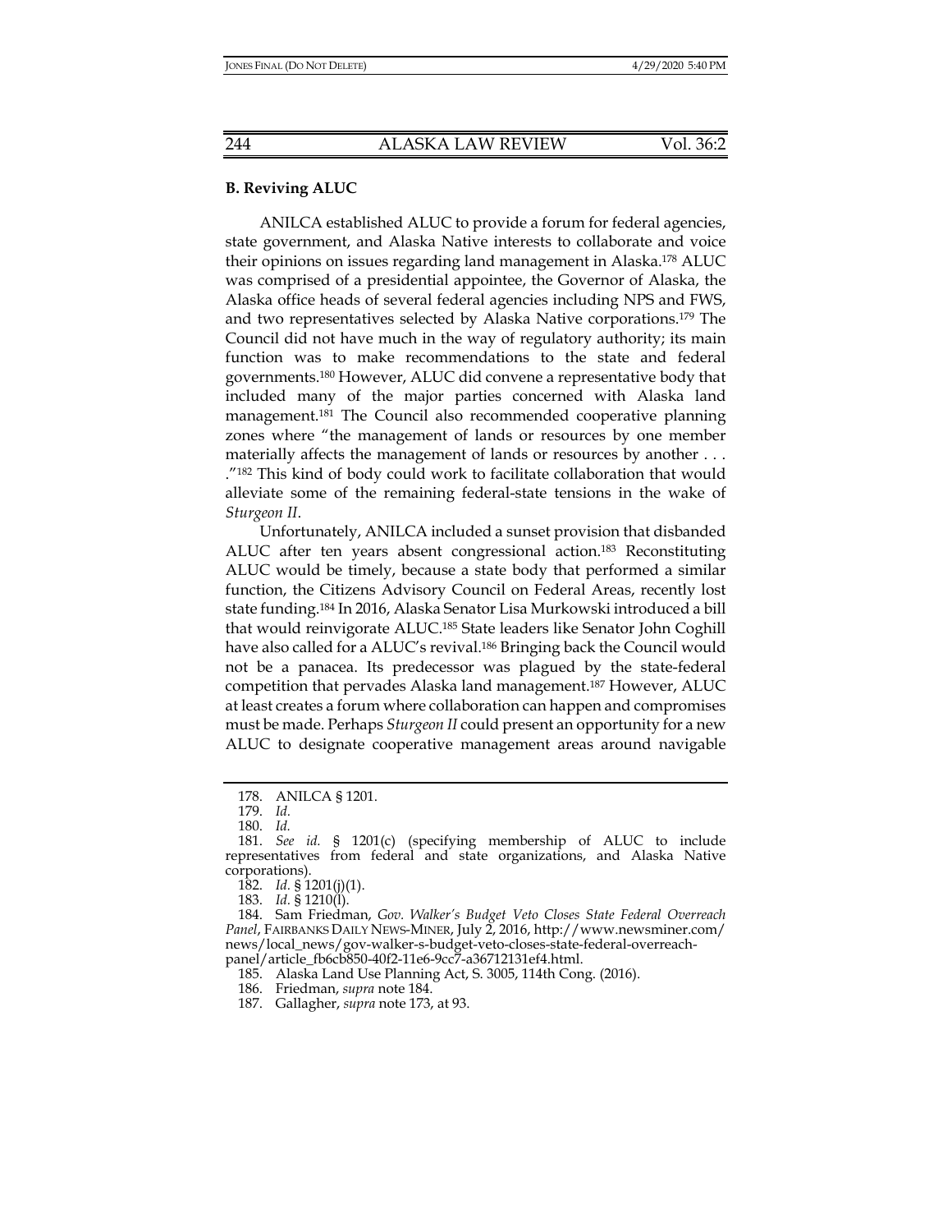### B. Reviving ALUC

ANILCA established ALUC to provide a forum for federal agencies, state government, and Alaska Native interests to collaborate and voice their opinions on issues regarding land management in Alaska.[178] ALUC was comprised of a presidential appointee, the Governor of Alaska, the Alaska office heads of several federal agencies including NPS and FWS, and two representatives selected by Alaska Native corporations.[179] The Council did not have much in the way of regulatory authority; its main function was to make recommendations to the state and federal governments.[180] However, ALUC did convene a representative body that included many of the major parties concerned with Alaska land management.[181] The Council also recommended cooperative planning zones where "the management of lands or resources by one member materially affects the management of lands or resources by another . . . ."[182] This kind of body could work to facilitate collaboration that would alleviate some of the remaining federal-state tensions in the wake of *Sturgeon II*.

Unfortunately, ANILCA included a sunset provision that disbanded ALUC after ten years absent congressional action.[183] Reconstituting ALUC would be timely, because a state body that performed a similar function, the Citizens Advisory Council on Federal Areas, recently lost state funding.[184] In 2016, Alaska Senator Lisa Murkowski introduced a bill that would reinvigorate ALUC.[185] State leaders like Senator John Coghill have also called for a ALUC's revival.[186] Bringing back the Council would not be a panacea. Its predecessor was plagued by the state-federal competition that pervades Alaska land management.[187] However, ALUC at least creates a forum where collaboration can happen and compromises must be made. Perhaps *Sturgeon II* could present an opportunity for a new ALUC to designate cooperative management areas around navigable

---

178. ANILCA § 1201.

179. *Id.*

180. *Id.*

181. *See id.* § 1201(c) (specifying membership of ALUC to include representatives from federal and state organizations, and Alaska Native corporations).

182. *Id.* § 1201(j)(1).

183. *Id.* § 1210(l).

184. Sam Friedman, *Gov. Walker's Budget Veto Closes State Federal Overreach Panel*, FAIRBANKS DAILY NEWS-MINER, July 2, 2016, http://www.newsminer.com/news/local_news/gov-walker-s-budget-veto-closes-state-federal-overreach-panel/article_fb6cb850-40f2-11e6-9cc7-a36712131ef4.html.

185. Alaska Land Use Planning Act, S. 3005, 114th Cong. (2016).

186. Friedman, *supra* note 184.

187. Gallagher, *supra* note 173, at 93.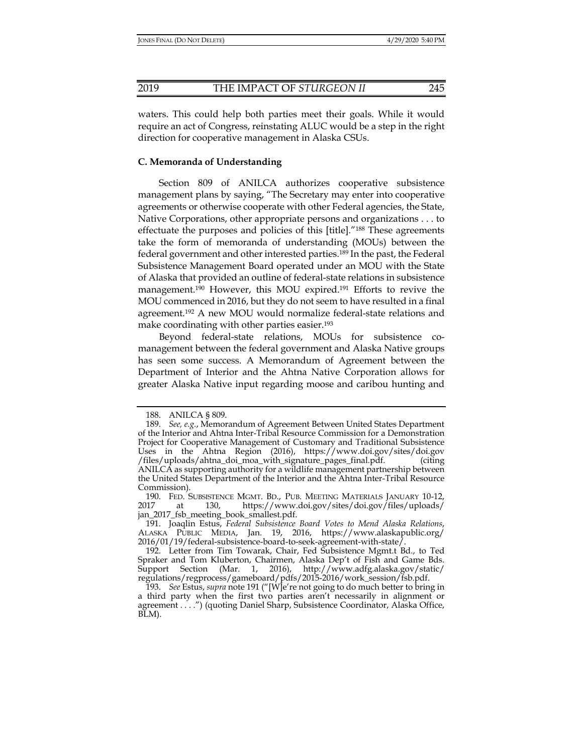waters. This could help both parties meet their goals. While it would require an act of Congress, reinstating ALUC would be a step in the right direction for cooperative management in Alaska CSUs.

### C. Memoranda of Understanding

Section 809 of ANILCA authorizes cooperative subsistence management plans by saying, "The Secretary may enter into cooperative agreements or otherwise cooperate with other Federal agencies, the State, Native Corporations, other appropriate persons and organizations . . . to effectuate the purposes and policies of this [title]."[188] These agreements take the form of memoranda of understanding (MOUs) between the federal government and other interested parties.[189] In the past, the Federal Subsistence Management Board operated under an MOU with the State of Alaska that provided an outline of federal-state relations in subsistence management.[190] However, this MOU expired.[191] Efforts to revive the MOU commenced in 2016, but they do not seem to have resulted in a final agreement.[192] A new MOU would normalize federal-state relations and make coordinating with other parties easier.[193]

Beyond federal-state relations, MOUs for subsistence co-management between the federal government and Alaska Native groups has seen some success. A Memorandum of Agreement between the Department of Interior and the Ahtna Native Corporation allows for greater Alaska Native input regarding moose and caribou hunting and

---

188. ANILCA § 809.

189. *See, e.g.*, Memorandum of Agreement Between United States Department of the Interior and Ahtna Inter-Tribal Resource Commission for a Demonstration Project for Cooperative Management of Customary and Traditional Subsistence Uses in the Ahtna Region (2016), https://www.doi.gov/sites/doi.gov/files/uploads/ahtna_doi_moa_with_signature_pages_final.pdf. (citing ANILCA as supporting authority for a wildlife management partnership between the United States Department of the Interior and the Ahtna Inter-Tribal Resource Commission).

190. FED. SUBSISTENCE MGMT. BD., PUB. MEETING MATERIALS JANUARY 10-12, 2017 at 130, https://www.doi.gov/sites/doi.gov/files/uploads/jan_2017_fsb_meeting_book_smallest.pdf.

191. Joaqlin Estus, *Federal Subsistence Board Votes to Mend Alaska Relations*, ALASKA PUBLIC MEDIA, Jan. 19, 2016, https://www.alaskapublic.org/2016/01/19/federal-subsistence-board-to-seek-agreement-with-state/.

192. Letter from Tim Towarak, Chair, Fed Subsistence Mgmt.t Bd., to Ted Spraker and Tom Kluberton, Chairmen, Alaska Dep't of Fish and Game Bds. Support Section (Mar. 1, 2016), http://www.adfg.alaska.gov/static/regulations/regprocess/gameboard/pdfs/2015-2016/work_session/fsb.pdf.

193. *See* Estus, *supra* note 191 ("[W]e're not going to do much better to bring in a third party when the first two parties aren't necessarily in alignment or agreement . . . .") (quoting Daniel Sharp, Subsistence Coordinator, Alaska Office, BLM).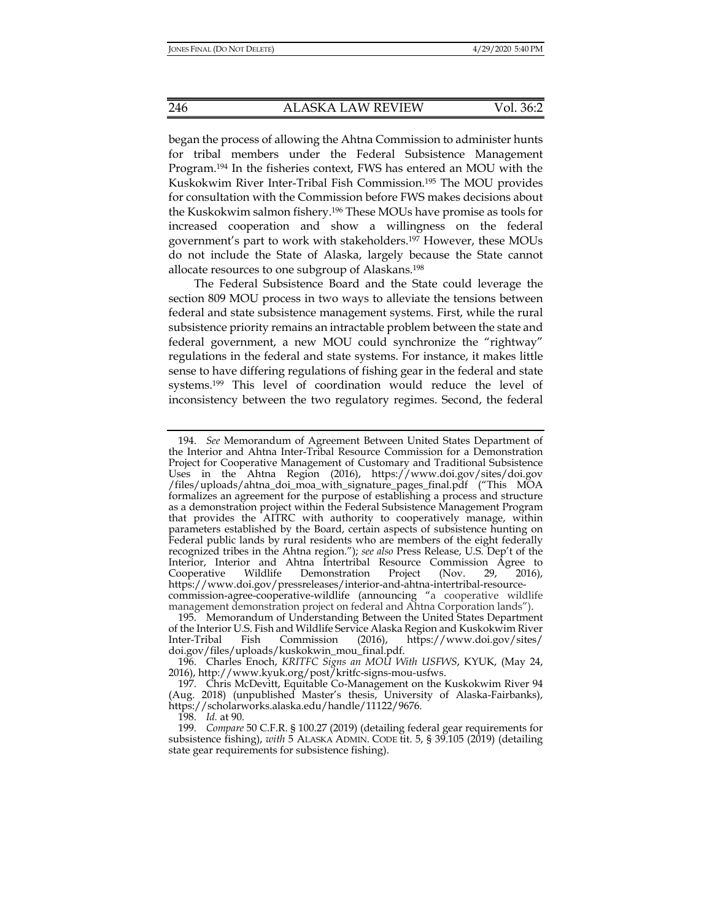began the process of allowing the Ahtna Commission to administer hunts for tribal members under the Federal Subsistence Management Program.[194] In the fisheries context, FWS has entered an MOU with the Kuskokwim River Inter-Tribal Fish Commission.[195] The MOU provides for consultation with the Commission before FWS makes decisions about the Kuskokwim salmon fishery.[196] These MOUs have promise as tools for increased cooperation and show a willingness on the federal government's part to work with stakeholders.[197] However, these MOUs do not include the State of Alaska, largely because the State cannot allocate resources to one subgroup of Alaskans.[198]

The Federal Subsistence Board and the State could leverage the section 809 MOU process in two ways to alleviate the tensions between federal and state subsistence management systems. First, while the rural subsistence priority remains an intractable problem between the state and federal government, a new MOU could synchronize the "rightway" regulations in the federal and state systems. For instance, it makes little sense to have differing regulations of fishing gear in the federal and state systems.[199] This level of coordination would reduce the level of inconsistency between the two regulatory regimes. Second, the federal

---

194. *See* Memorandum of Agreement Between United States Department of the Interior and Ahtna Inter-Tribal Resource Commission for a Demonstration Project for Cooperative Management of Customary and Traditional Subsistence Uses in the Ahtna Region (2016), https://www.doi.gov/sites/doi.gov/files/uploads/ahtna_doi_moa_with_signature_pages_final.pdf ("This MOA formalizes an agreement for the purpose of establishing a process and structure as a demonstration project within the Federal Subsistence Management Program that provides the AITRC with authority to cooperatively manage, within parameters established by the Board, certain aspects of subsistence hunting on Federal public lands by rural residents who are members of the eight federally recognized tribes in the Ahtna region."); *see also* Press Release, U.S. Dep't of the Interior, Interior and Ahtna Intertribal Resource Commission Agree to Cooperative Wildlife Demonstration Project (Nov. 29, 2016), https://www.doi.gov/pressreleases/interior-and-ahtna-intertribal-resource-commission-agree-cooperative-wildlife (announcing "a cooperative wildlife management demonstration project on federal and Ahtna Corporation lands").

195. Memorandum of Understanding Between the United States Department of the Interior U.S. Fish and Wildlife Service Alaska Region and Kuskokwim River Inter-Tribal Fish Commission (2016), https://www.doi.gov/sites/doi.gov/files/uploads/kuskokwin_mou_final.pdf.

196. Charles Enoch, *KRITFC Signs an MOU With USFWS*, KYUK, (May 24, 2016), http://www.kyuk.org/post/kritfc-signs-mou-usfws.

197. Chris McDevitt, Equitable Co-Management on the Kuskokwim River 94 (Aug. 2018) (unpublished Master's thesis, University of Alaska-Fairbanks), https://scholarworks.alaska.edu/handle/11122/9676.

198. *Id.* at 90.

199. *Compare* 50 C.F.R. § 100.27 (2019) (detailing federal gear requirements for subsistence fishing), *with* 5 ALASKA ADMIN. CODE tit. 5, § 39.105 (2019) (detailing state gear requirements for subsistence fishing).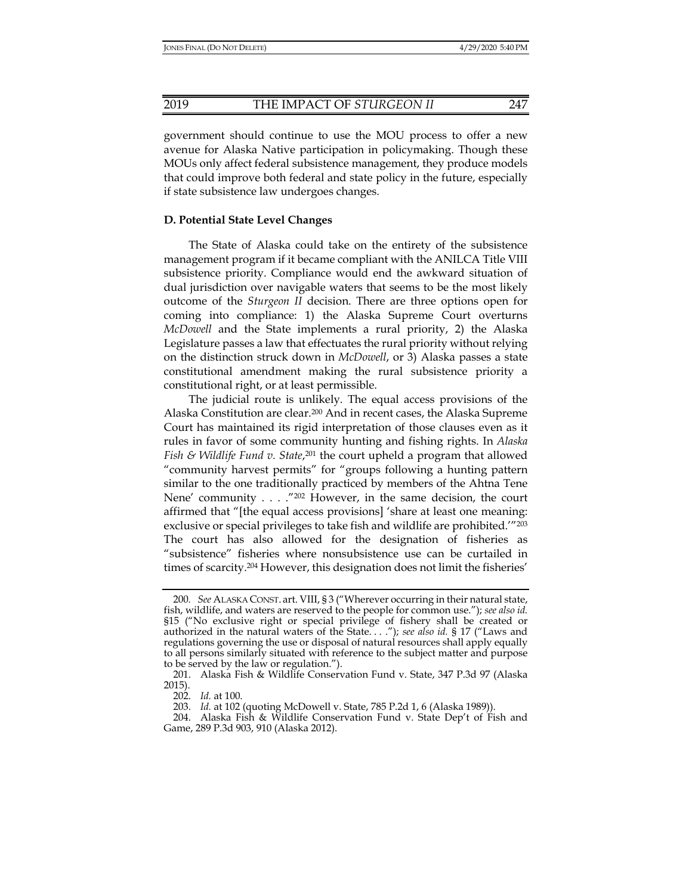government should continue to use the MOU process to offer a new avenue for Alaska Native participation in policymaking. Though these MOUs only affect federal subsistence management, they produce models that could improve both federal and state policy in the future, especially if state subsistence law undergoes changes.

### D. Potential State Level Changes

The State of Alaska could take on the entirety of the subsistence management program if it became compliant with the ANILCA Title VIII subsistence priority. Compliance would end the awkward situation of dual jurisdiction over navigable waters that seems to be the most likely outcome of the *Sturgeon II* decision. There are three options open for coming into compliance: 1) the Alaska Supreme Court overturns *McDowell* and the State implements a rural priority, 2) the Alaska Legislature passes a law that effectuates the rural priority without relying on the distinction struck down in *McDowell*, or 3) Alaska passes a state constitutional amendment making the rural subsistence priority a constitutional right, or at least permissible.

The judicial route is unlikely. The equal access provisions of the Alaska Constitution are clear.[200] And in recent cases, the Alaska Supreme Court has maintained its rigid interpretation of those clauses even as it rules in favor of some community hunting and fishing rights. In *Alaska Fish & Wildlife Fund v. State*,[201] the court upheld a program that allowed "community harvest permits" for "groups following a hunting pattern similar to the one traditionally practiced by members of the Ahtna Tene Nene' community . . . ."[202] However, in the same decision, the court affirmed that "[the equal access provisions] 'share at least one meaning: exclusive or special privileges to take fish and wildlife are prohibited.'"[203] The court has also allowed for the designation of fisheries as "subsistence" fisheries where nonsubsistence use can be curtailed in times of scarcity.[204] However, this designation does not limit the fisheries'

---

200. *See* ALASKA CONST. art. VIII, § 3 ("Wherever occurring in their natural state, fish, wildlife, and waters are reserved to the people for common use."); *see also id.* §15 ("No exclusive right or special privilege of fishery shall be created or authorized in the natural waters of the State. . . ."); *see also id.* § 17 ("Laws and regulations governing the use or disposal of natural resources shall apply equally to all persons similarly situated with reference to the subject matter and purpose to be served by the law or regulation.").

201. Alaska Fish & Wildlife Conservation Fund v. State, 347 P.3d 97 (Alaska 2015).

202. *Id.* at 100.

203. *Id.* at 102 (quoting McDowell v. State, 785 P.2d 1, 6 (Alaska 1989)).

204. Alaska Fish & Wildlife Conservation Fund v. State Dep't of Fish and Game, 289 P.3d 903, 910 (Alaska 2012).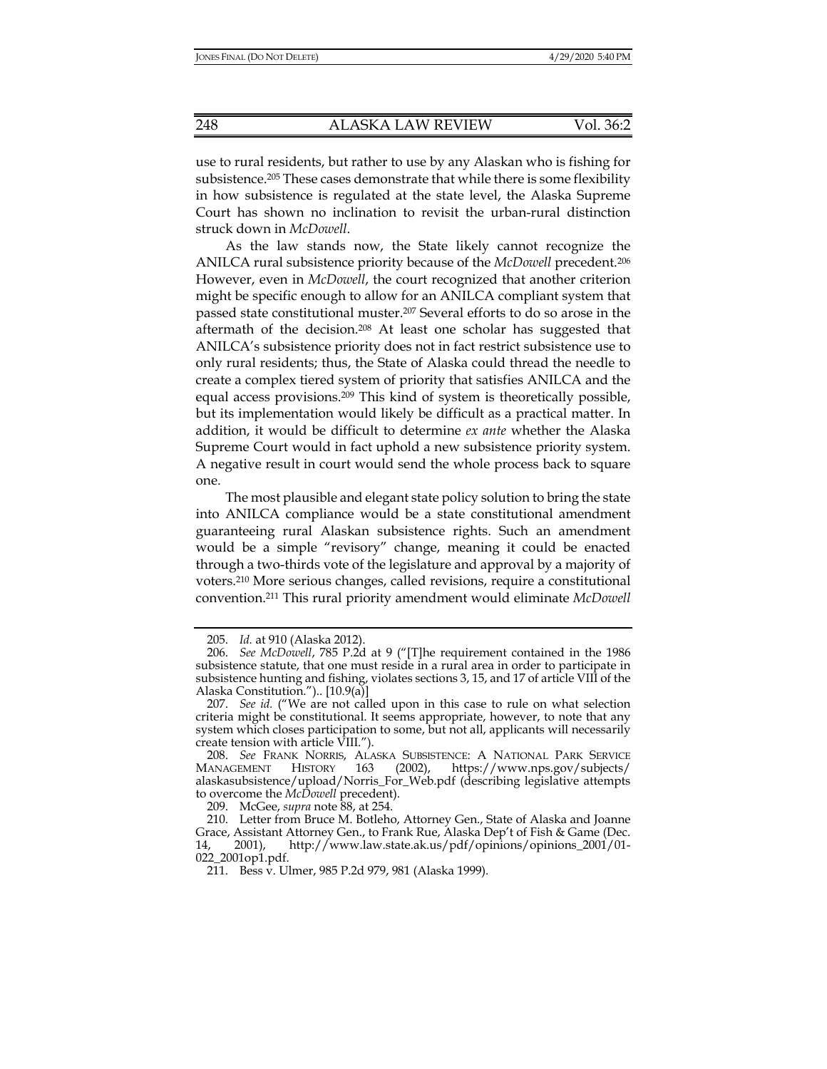use to rural residents, but rather to use by any Alaskan who is fishing for subsistence.[205] These cases demonstrate that while there is some flexibility in how subsistence is regulated at the state level, the Alaska Supreme Court has shown no inclination to revisit the urban-rural distinction struck down in *McDowell*.

As the law stands now, the State likely cannot recognize the ANILCA rural subsistence priority because of the *McDowell* precedent.[206] However, even in *McDowell*, the court recognized that another criterion might be specific enough to allow for an ANILCA compliant system that passed state constitutional muster.[207] Several efforts to do so arose in the aftermath of the decision.[208] At least one scholar has suggested that ANILCA's subsistence priority does not in fact restrict subsistence use to only rural residents; thus, the State of Alaska could thread the needle to create a complex tiered system of priority that satisfies ANILCA and the equal access provisions.[209] This kind of system is theoretically possible, but its implementation would likely be difficult as a practical matter. In addition, it would be difficult to determine *ex ante* whether the Alaska Supreme Court would in fact uphold a new subsistence priority system. A negative result in court would send the whole process back to square one.

The most plausible and elegant state policy solution to bring the state into ANILCA compliance would be a state constitutional amendment guaranteeing rural Alaskan subsistence rights. Such an amendment would be a simple "revisory" change, meaning it could be enacted through a two-thirds vote of the legislature and approval by a majority of voters.[210] More serious changes, called revisions, require a constitutional convention.[211] This rural priority amendment would eliminate *McDowell*

---

205. *Id.* at 910 (Alaska 2012).

206. *See McDowell*, 785 P.2d at 9 ("[T]he requirement contained in the 1986 subsistence statute, that one must reside in a rural area in order to participate in subsistence hunting and fishing, violates sections 3, 15, and 17 of article VIII of the Alaska Constitution.").. [10.9(a)]

207. *See id.* ("We are not called upon in this case to rule on what selection criteria might be constitutional. It seems appropriate, however, to note that any system which closes participation to some, but not all, applicants will necessarily create tension with article VIII.").

208. *See* FRANK NORRIS, ALASKA SUBSISTENCE: A NATIONAL PARK SERVICE MANAGEMENT HISTORY 163 (2002), https://www.nps.gov/subjects/alaskasubsistence/upload/Norris_For_Web.pdf (describing legislative attempts to overcome the *McDowell* precedent).

209. McGee, *supra* note 88, at 254.

210. Letter from Bruce M. Botleho, Attorney Gen., State of Alaska and Joanne Grace, Assistant Attorney Gen., to Frank Rue, Alaska Dep't of Fish & Game (Dec. 14, 2001), http://www.law.state.ak.us/pdf/opinions/opinions_2001/01-022_2001op1.pdf.

211. Bess v. Ulmer, 985 P.2d 979, 981 (Alaska 1999).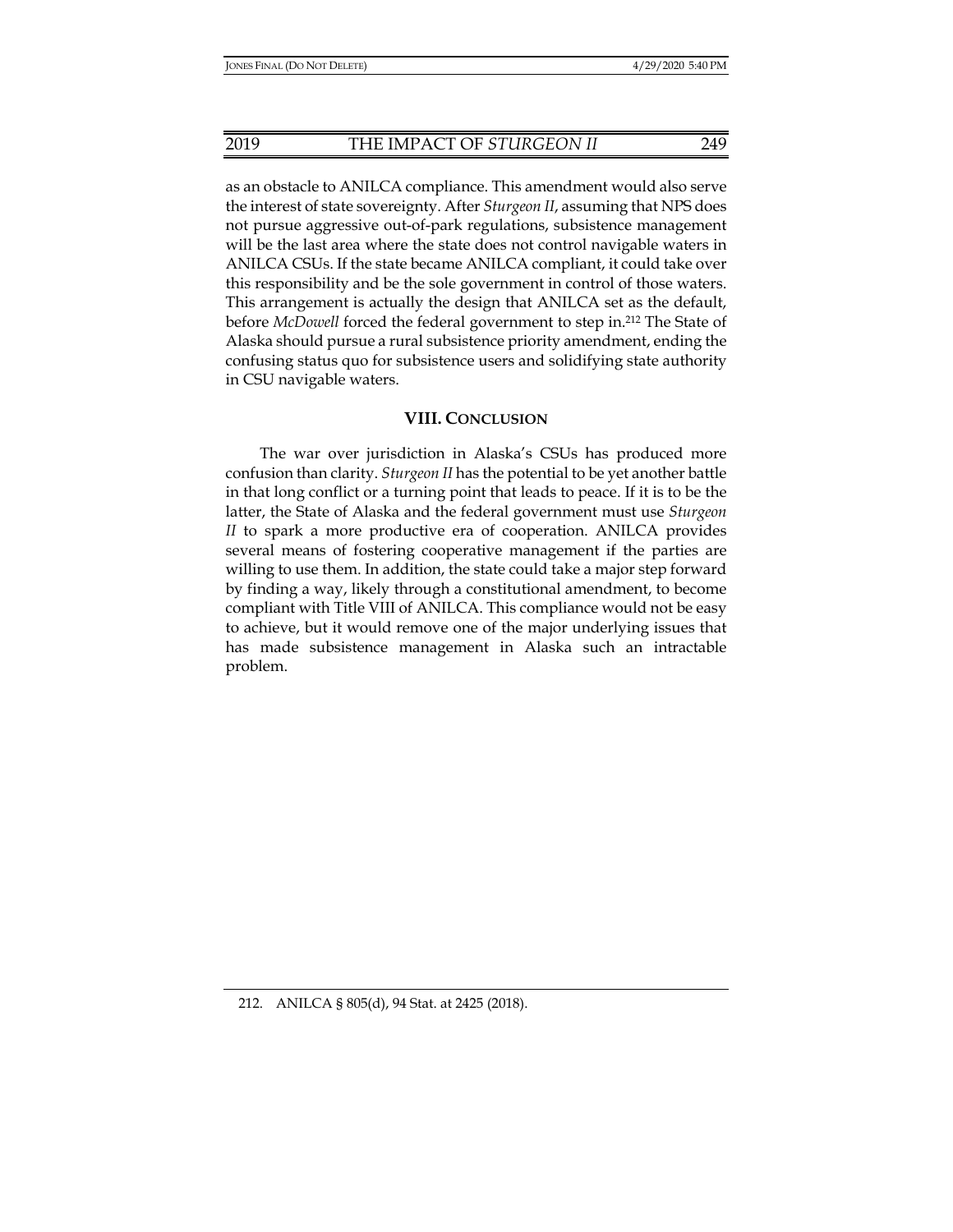as an obstacle to ANILCA compliance. This amendment would also serve the interest of state sovereignty. After *Sturgeon II*, assuming that NPS does not pursue aggressive out-of-park regulations, subsistence management will be the last area where the state does not control navigable waters in ANILCA CSUs. If the state became ANILCA compliant, it could take over this responsibility and be the sole government in control of those waters. This arrangement is actually the design that ANILCA set as the default, before *McDowell* forced the federal government to step in.[212] The State of Alaska should pursue a rural subsistence priority amendment, ending the confusing status quo for subsistence users and solidifying state authority in CSU navigable waters.

## VIII. CONCLUSION

The war over jurisdiction in Alaska's CSUs has produced more confusion than clarity. *Sturgeon II* has the potential to be yet another battle in that long conflict or a turning point that leads to peace. If it is to be the latter, the State of Alaska and the federal government must use *Sturgeon II* to spark a more productive era of cooperation. ANILCA provides several means of fostering cooperative management if the parties are willing to use them. In addition, the state could take a major step forward by finding a way, likely through a constitutional amendment, to become compliant with Title VIII of ANILCA. This compliance would not be easy to achieve, but it would remove one of the major underlying issues that has made subsistence management in Alaska such an intractable problem.

212. ANILCA § 805(d), 94 Stat. at 2425 (2018).